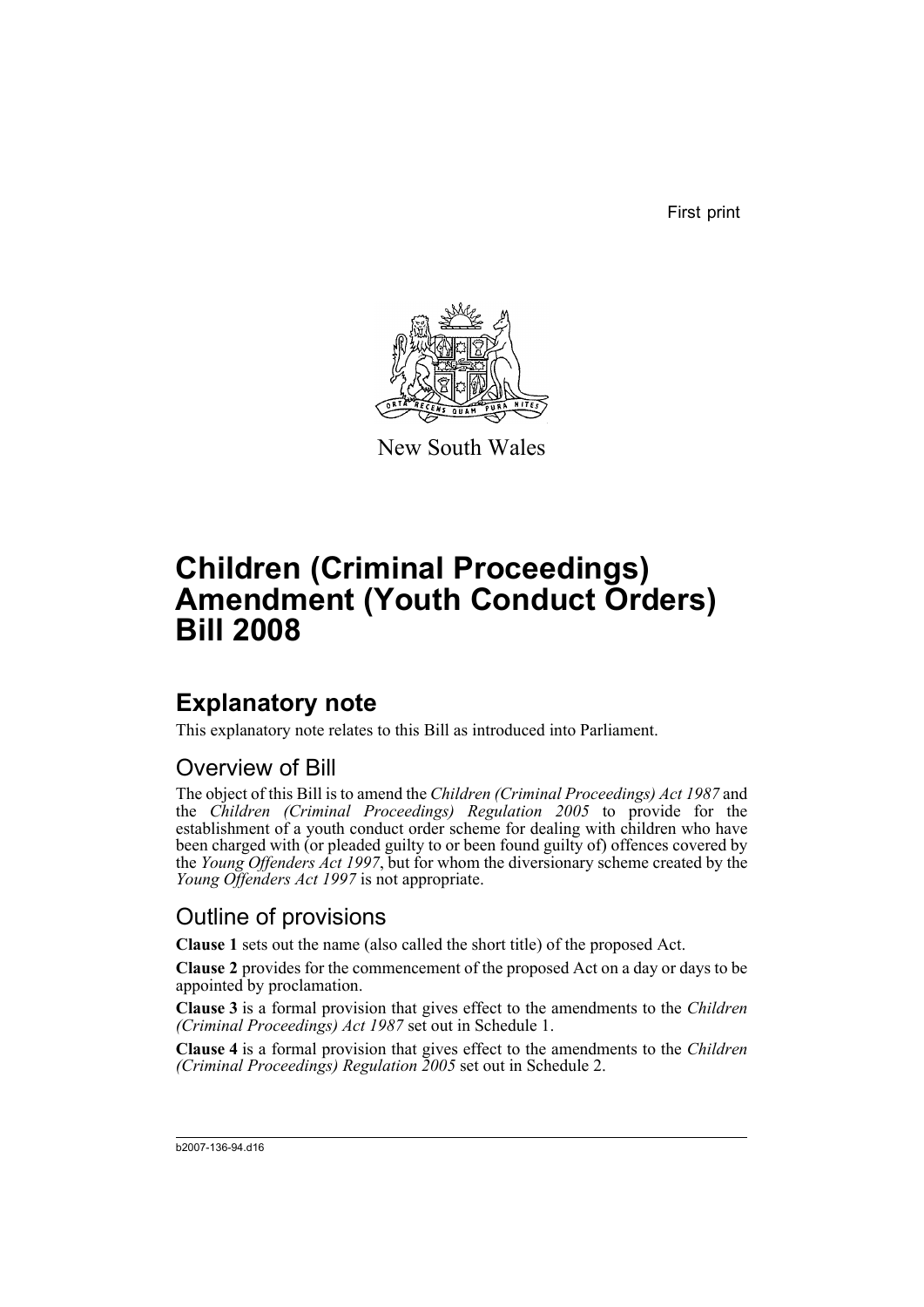First print

New South Wales

# Children (Criminal Proceedings) Amendment (Youth Conduct Orders) Bill 2008

## Explanatory note

This explanatory note relates to this Bill as introduced into Parliament.

### Overview of Bill

The object of this Bill is to amend the *Children (Criminal Proceedings) Act 1987* and the *Children (Criminal Proceedings) Regulation 2005* to provide for the establishment of a youth conduct order scheme for dealing with children who have been charged with (or pleaded guilty to or been found guilty of) offences covered by the *Young Offenders Act 1997*, but for whom the diversionary scheme created by the *Young Offenders Act 1997* is not appropriate.

### Outline of provisions

**Clause 1** sets out the name (also called the short title) of the proposed Act.

**Clause 2** provides for the commencement of the proposed Act on a day or days to be appointed by proclamation.

**Clause 3** is a formal provision that gives effect to the amendments to the *Children (Criminal Proceedings) Act 1987* set out in Schedule 1.

**Clause 4** is a formal provision that gives effect to the amendments to the *Children (Criminal Proceedings) Regulation 2005* set out in Schedule 2.

b2007-136-94.d16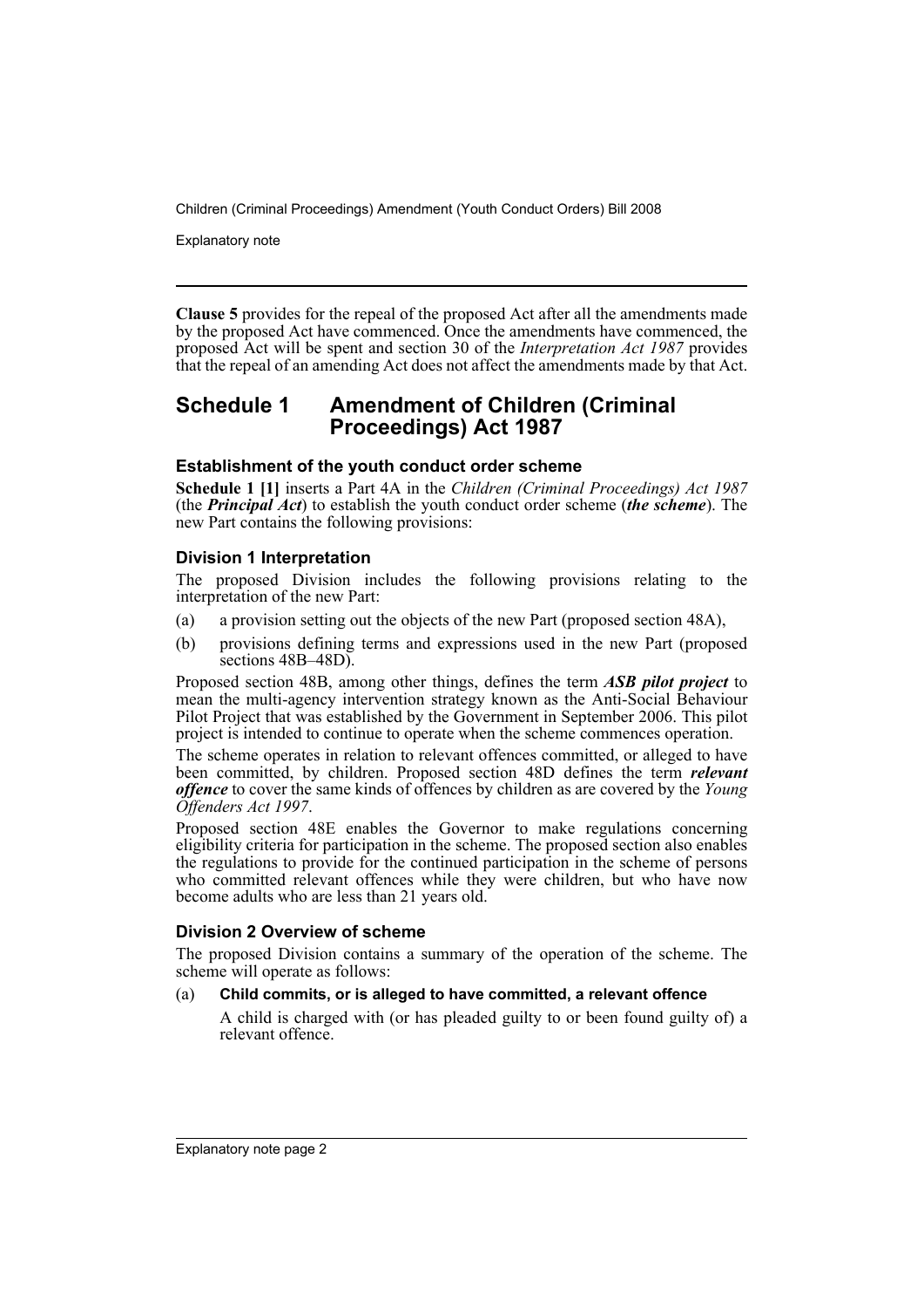**Clause 5** provides for the repeal of the proposed Act after all the amendments made by the proposed Act have commenced. Once the amendments have commenced, the proposed Act will be spent and section 30 of the *Interpretation Act 1987* provides that the repeal of an amending Act does not affect the amendments made by that Act.

## Schedule 1 Amendment of Children (Criminal Proceedings) Act 1987

### Establishment of the youth conduct order scheme

**Schedule 1 [1]** inserts a Part 4A in the *Children (Criminal Proceedings) Act 1987* (the ***Principal Act***) to establish the youth conduct order scheme (***the scheme***). The new Part contains the following provisions:

### Division 1 Interpretation

The proposed Division includes the following provisions relating to the interpretation of the new Part:

(a) a provision setting out the objects of the new Part (proposed section 48A),

(b) provisions defining terms and expressions used in the new Part (proposed sections 48B–48D).

Proposed section 48B, among other things, defines the term ***ASB pilot project*** to mean the multi-agency intervention strategy known as the Anti-Social Behaviour Pilot Project that was established by the Government in September 2006. This pilot project is intended to continue to operate when the scheme commences operation.

The scheme operates in relation to relevant offences committed, or alleged to have been committed, by children. Proposed section 48D defines the term ***relevant offence*** to cover the same kinds of offences by children as are covered by the *Young Offenders Act 1997*.

Proposed section 48E enables the Governor to make regulations concerning eligibility criteria for participation in the scheme. The proposed section also enables the regulations to provide for the continued participation in the scheme of persons who committed relevant offences while they were children, but who have now become adults who are less than 21 years old.

### Division 2 Overview of scheme

The proposed Division contains a summary of the operation of the scheme. The scheme will operate as follows:

(a) **Child commits, or is alleged to have committed, a relevant offence**

A child is charged with (or has pleaded guilty to or been found guilty of) a relevant offence.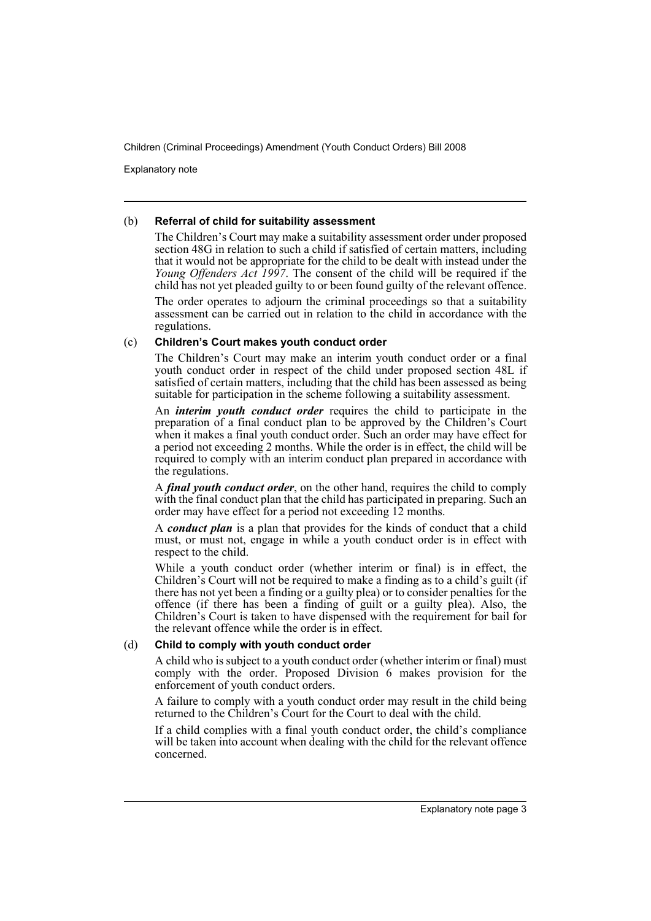(b) **Referral of child for suitability assessment**

The Children's Court may make a suitability assessment order under proposed section 48G in relation to such a child if satisfied of certain matters, including that it would not be appropriate for the child to be dealt with instead under the *Young Offenders Act 1997*. The consent of the child will be required if the child has not yet pleaded guilty to or been found guilty of the relevant offence.

The order operates to adjourn the criminal proceedings so that a suitability assessment can be carried out in relation to the child in accordance with the regulations.

(c) **Children's Court makes youth conduct order**

The Children's Court may make an interim youth conduct order or a final youth conduct order in respect of the child under proposed section 48L if satisfied of certain matters, including that the child has been assessed as being suitable for participation in the scheme following a suitability assessment.

An ***interim youth conduct order*** requires the child to participate in the preparation of a final conduct plan to be approved by the Children's Court when it makes a final youth conduct order. Such an order may have effect for a period not exceeding 2 months. While the order is in effect, the child will be required to comply with an interim conduct plan prepared in accordance with the regulations.

A ***final youth conduct order***, on the other hand, requires the child to comply with the final conduct plan that the child has participated in preparing. Such an order may have effect for a period not exceeding 12 months.

A ***conduct plan*** is a plan that provides for the kinds of conduct that a child must, or must not, engage in while a youth conduct order is in effect with respect to the child.

While a youth conduct order (whether interim or final) is in effect, the Children's Court will not be required to make a finding as to a child's guilt (if there has not yet been a finding or a guilty plea) or to consider penalties for the offence (if there has been a finding of guilt or a guilty plea). Also, the Children's Court is taken to have dispensed with the requirement for bail for the relevant offence while the order is in effect.

(d) **Child to comply with youth conduct order**

A child who is subject to a youth conduct order (whether interim or final) must comply with the order. Proposed Division 6 makes provision for the enforcement of youth conduct orders.

A failure to comply with a youth conduct order may result in the child being returned to the Children's Court for the Court to deal with the child.

If a child complies with a final youth conduct order, the child's compliance will be taken into account when dealing with the child for the relevant offence concerned.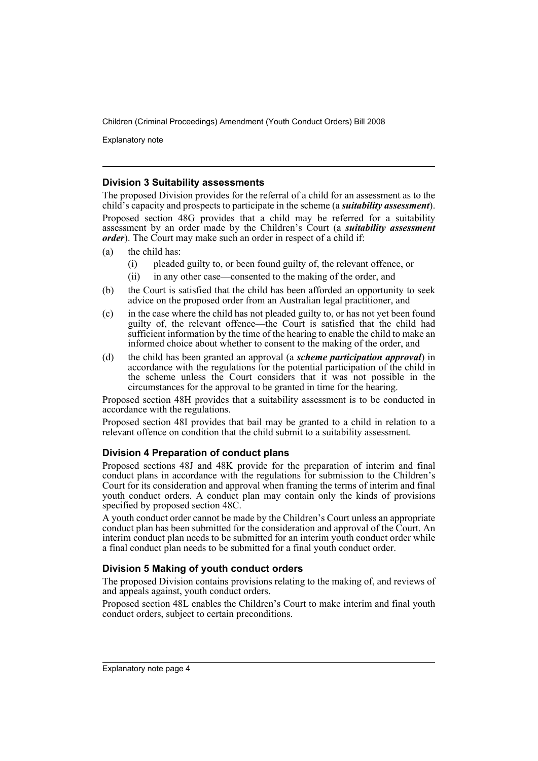### Division 3 Suitability assessments

The proposed Division provides for the referral of a child for an assessment as to the child's capacity and prospects to participate in the scheme (a ***suitability assessment***).

Proposed section 48G provides that a child may be referred for a suitability assessment by an order made by the Children's Court (a ***suitability assessment order***). The Court may make such an order in respect of a child if:

(a) the child has:

  (i) pleaded guilty to, or been found guilty of, the relevant offence, or

  (ii) in any other case—consented to the making of the order, and

(b) the Court is satisfied that the child has been afforded an opportunity to seek advice on the proposed order from an Australian legal practitioner, and

(c) in the case where the child has not pleaded guilty to, or has not yet been found guilty of, the relevant offence—the Court is satisfied that the child had sufficient information by the time of the hearing to enable the child to make an informed choice about whether to consent to the making of the order, and

(d) the child has been granted an approval (a ***scheme participation approval***) in accordance with the regulations for the potential participation of the child in the scheme unless the Court considers that it was not possible in the circumstances for the approval to be granted in time for the hearing.

Proposed section 48H provides that a suitability assessment is to be conducted in accordance with the regulations.

Proposed section 48I provides that bail may be granted to a child in relation to a relevant offence on condition that the child submit to a suitability assessment.

### Division 4 Preparation of conduct plans

Proposed sections 48J and 48K provide for the preparation of interim and final conduct plans in accordance with the regulations for submission to the Children's Court for its consideration and approval when framing the terms of interim and final youth conduct orders. A conduct plan may contain only the kinds of provisions specified by proposed section 48C.

A youth conduct order cannot be made by the Children's Court unless an appropriate conduct plan has been submitted for the consideration and approval of the Court. An interim conduct plan needs to be submitted for an interim youth conduct order while a final conduct plan needs to be submitted for a final youth conduct order.

### Division 5 Making of youth conduct orders

The proposed Division contains provisions relating to the making of, and reviews of and appeals against, youth conduct orders.

Proposed section 48L enables the Children's Court to make interim and final youth conduct orders, subject to certain preconditions.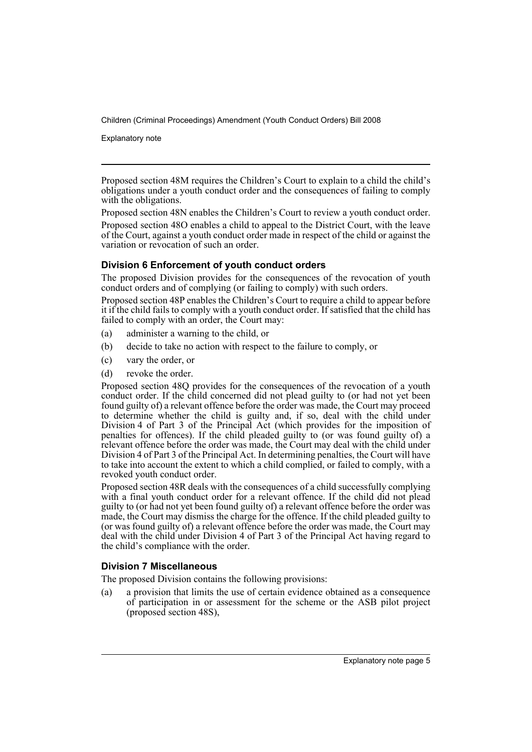Proposed section 48M requires the Children's Court to explain to a child the child's obligations under a youth conduct order and the consequences of failing to comply with the obligations.

Proposed section 48N enables the Children's Court to review a youth conduct order.

Proposed section 48O enables a child to appeal to the District Court, with the leave of the Court, against a youth conduct order made in respect of the child or against the variation or revocation of such an order.

### Division 6 Enforcement of youth conduct orders

The proposed Division provides for the consequences of the revocation of youth conduct orders and of complying (or failing to comply) with such orders.

Proposed section 48P enables the Children's Court to require a child to appear before it if the child fails to comply with a youth conduct order. If satisfied that the child has failed to comply with an order, the Court may:

(a) administer a warning to the child, or

(b) decide to take no action with respect to the failure to comply, or

(c) vary the order, or

(d) revoke the order.

Proposed section 48Q provides for the consequences of the revocation of a youth conduct order. If the child concerned did not plead guilty to (or had not yet been found guilty of) a relevant offence before the order was made, the Court may proceed to determine whether the child is guilty and, if so, deal with the child under Division 4 of Part 3 of the Principal Act (which provides for the imposition of penalties for offences). If the child pleaded guilty to (or was found guilty of) a relevant offence before the order was made, the Court may deal with the child under Division 4 of Part 3 of the Principal Act. In determining penalties, the Court will have to take into account the extent to which a child complied, or failed to comply, with a revoked youth conduct order.

Proposed section 48R deals with the consequences of a child successfully complying with a final youth conduct order for a relevant offence. If the child did not plead guilty to (or had not yet been found guilty of) a relevant offence before the order was made, the Court may dismiss the charge for the offence. If the child pleaded guilty to (or was found guilty of) a relevant offence before the order was made, the Court may deal with the child under Division 4 of Part 3 of the Principal Act having regard to the child's compliance with the order.

### Division 7 Miscellaneous

The proposed Division contains the following provisions:

(a) a provision that limits the use of certain evidence obtained as a consequence of participation in or assessment for the scheme or the ASB pilot project (proposed section 48S),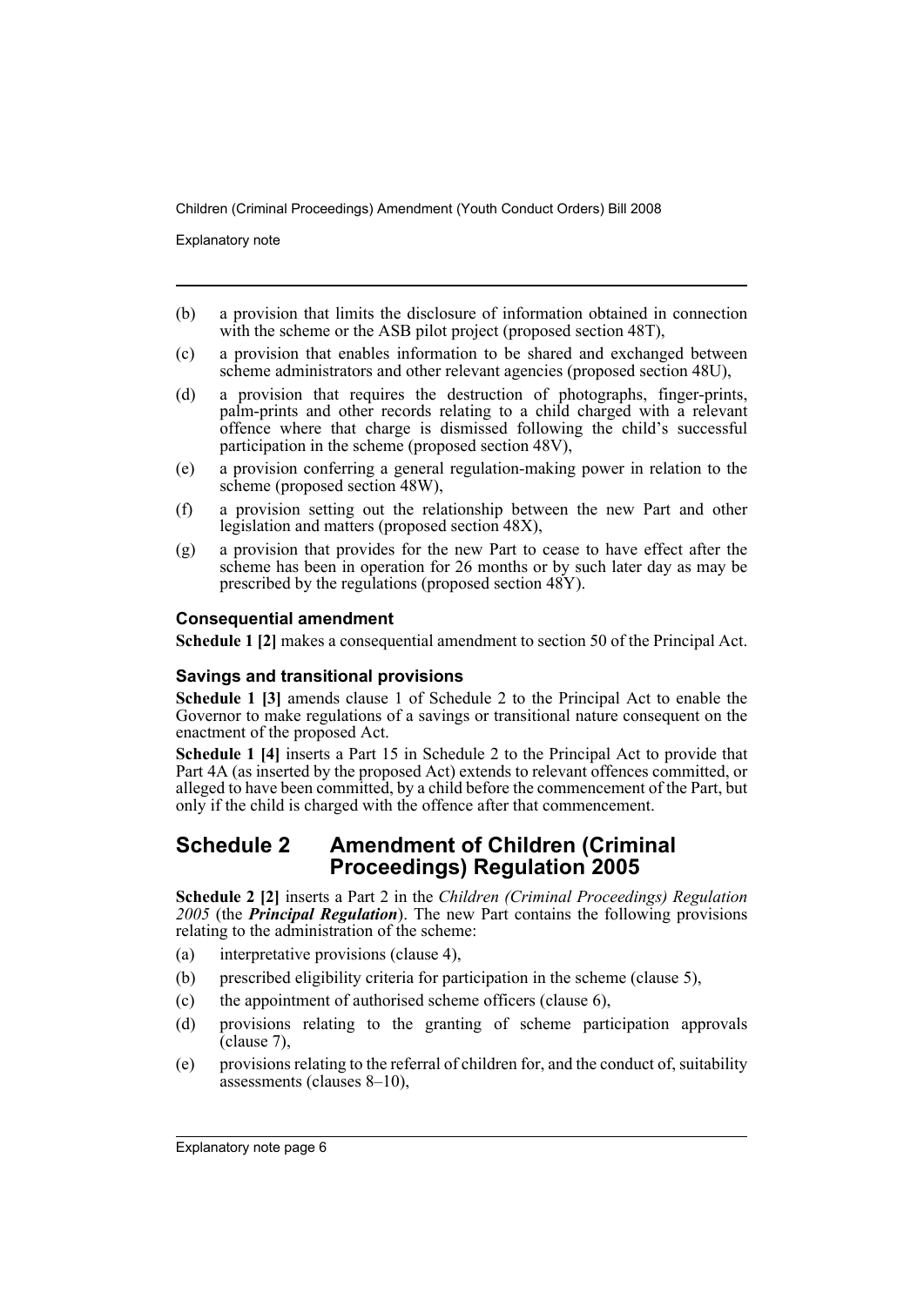(b) a provision that limits the disclosure of information obtained in connection with the scheme or the ASB pilot project (proposed section 48T),

(c) a provision that enables information to be shared and exchanged between scheme administrators and other relevant agencies (proposed section 48U),

(d) a provision that requires the destruction of photographs, finger-prints, palm-prints and other records relating to a child charged with a relevant offence where that charge is dismissed following the child's successful participation in the scheme (proposed section 48V),

(e) a provision conferring a general regulation-making power in relation to the scheme (proposed section 48W),

(f) a provision setting out the relationship between the new Part and other legislation and matters (proposed section 48X),

(g) a provision that provides for the new Part to cease to have effect after the scheme has been in operation for 26 months or by such later day as may be prescribed by the regulations (proposed section 48Y).

### Consequential amendment

**Schedule 1 [2]** makes a consequential amendment to section 50 of the Principal Act.

### Savings and transitional provisions

**Schedule 1 [3]** amends clause 1 of Schedule 2 to the Principal Act to enable the Governor to make regulations of a savings or transitional nature consequent on the enactment of the proposed Act.

**Schedule 1 [4]** inserts a Part 15 in Schedule 2 to the Principal Act to provide that Part 4A (as inserted by the proposed Act) extends to relevant offences committed, or alleged to have been committed, by a child before the commencement of the Part, but only if the child is charged with the offence after that commencement.

## Schedule 2 Amendment of Children (Criminal Proceedings) Regulation 2005

**Schedule 2 [2]** inserts a Part 2 in the *Children (Criminal Proceedings) Regulation 2005* (the ***Principal Regulation***). The new Part contains the following provisions relating to the administration of the scheme:

(a) interpretative provisions (clause 4),

(b) prescribed eligibility criteria for participation in the scheme (clause 5),

(c) the appointment of authorised scheme officers (clause 6),

(d) provisions relating to the granting of scheme participation approvals (clause 7),

(e) provisions relating to the referral of children for, and the conduct of, suitability assessments (clauses 8–10),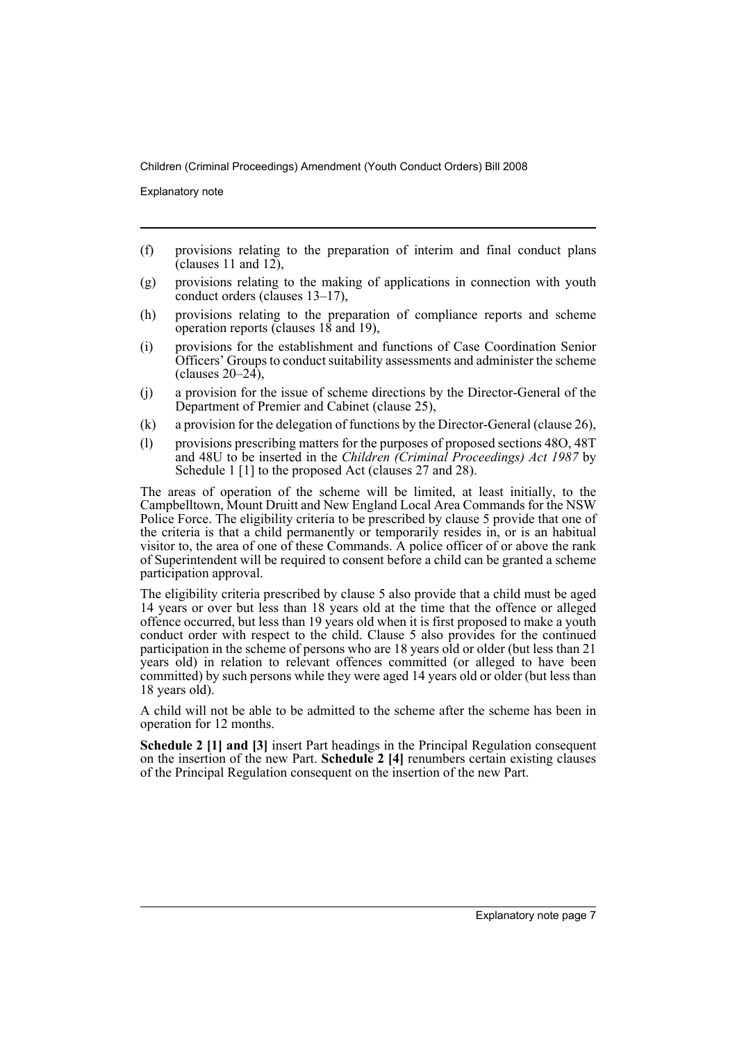(f) provisions relating to the preparation of interim and final conduct plans (clauses 11 and 12),

(g) provisions relating to the making of applications in connection with youth conduct orders (clauses 13–17),

(h) provisions relating to the preparation of compliance reports and scheme operation reports (clauses 18 and 19),

(i) provisions for the establishment and functions of Case Coordination Senior Officers' Groups to conduct suitability assessments and administer the scheme (clauses 20–24),

(j) a provision for the issue of scheme directions by the Director-General of the Department of Premier and Cabinet (clause 25),

(k) a provision for the delegation of functions by the Director-General (clause 26),

(l) provisions prescribing matters for the purposes of proposed sections 48O, 48T and 48U to be inserted in the *Children (Criminal Proceedings) Act 1987* by Schedule 1 [1] to the proposed Act (clauses 27 and 28).

The areas of operation of the scheme will be limited, at least initially, to the Campbelltown, Mount Druitt and New England Local Area Commands for the NSW Police Force. The eligibility criteria to be prescribed by clause 5 provide that one of the criteria is that a child permanently or temporarily resides in, or is an habitual visitor to, the area of one of these Commands. A police officer of or above the rank of Superintendent will be required to consent before a child can be granted a scheme participation approval.

The eligibility criteria prescribed by clause 5 also provide that a child must be aged 14 years or over but less than 18 years old at the time that the offence or alleged offence occurred, but less than 19 years old when it is first proposed to make a youth conduct order with respect to the child. Clause 5 also provides for the continued participation in the scheme of persons who are 18 years old or older (but less than 21 years old) in relation to relevant offences committed (or alleged to have been committed) by such persons while they were aged 14 years old or older (but less than 18 years old).

A child will not be able to be admitted to the scheme after the scheme has been in operation for 12 months.

**Schedule 2 [1] and [3]** insert Part headings in the Principal Regulation consequent on the insertion of the new Part. **Schedule 2 [4]** renumbers certain existing clauses of the Principal Regulation consequent on the insertion of the new Part.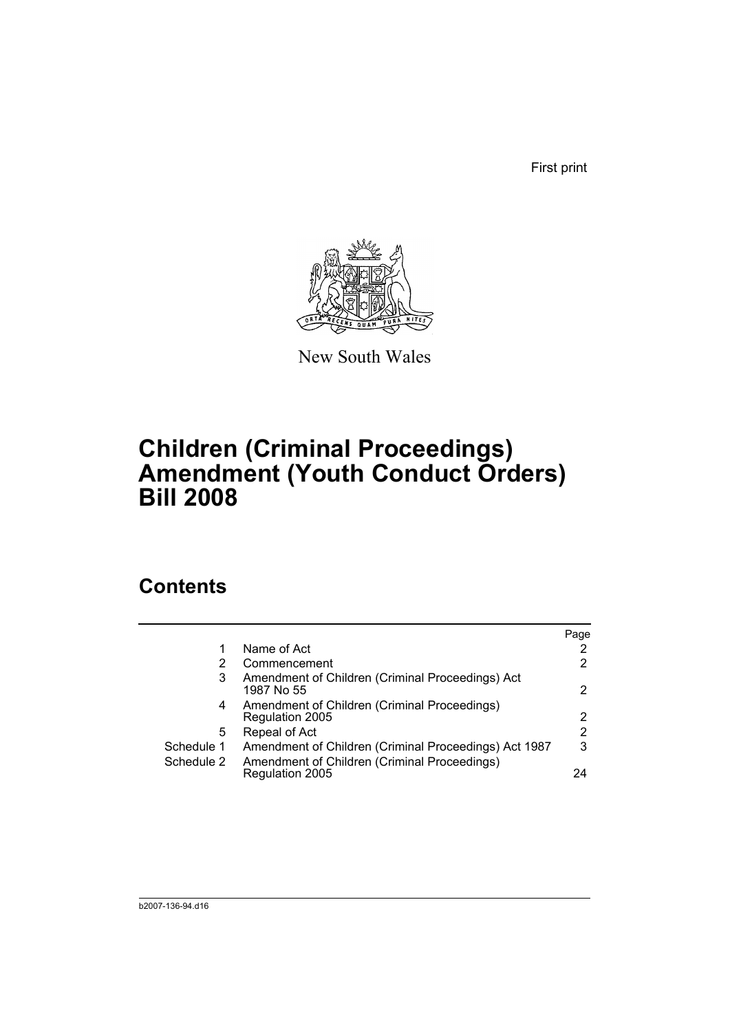First print

New South Wales

# Children (Criminal Proceedings) Amendment (Youth Conduct Orders) Bill 2008

## Contents

| | | Page |
|---|---|---|
| 1 | Name of Act | 2 |
| 2 | Commencement | 2 |
| 3 | Amendment of Children (Criminal Proceedings) Act 1987 No 55 | 2 |
| 4 | Amendment of Children (Criminal Proceedings) Regulation 2005 | 2 |
| 5 | Repeal of Act | 2 |
| Schedule 1 | Amendment of Children (Criminal Proceedings) Act 1987 | 3 |
| Schedule 2 | Amendment of Children (Criminal Proceedings) Regulation 2005 | 24 |

b2007-136-94.d16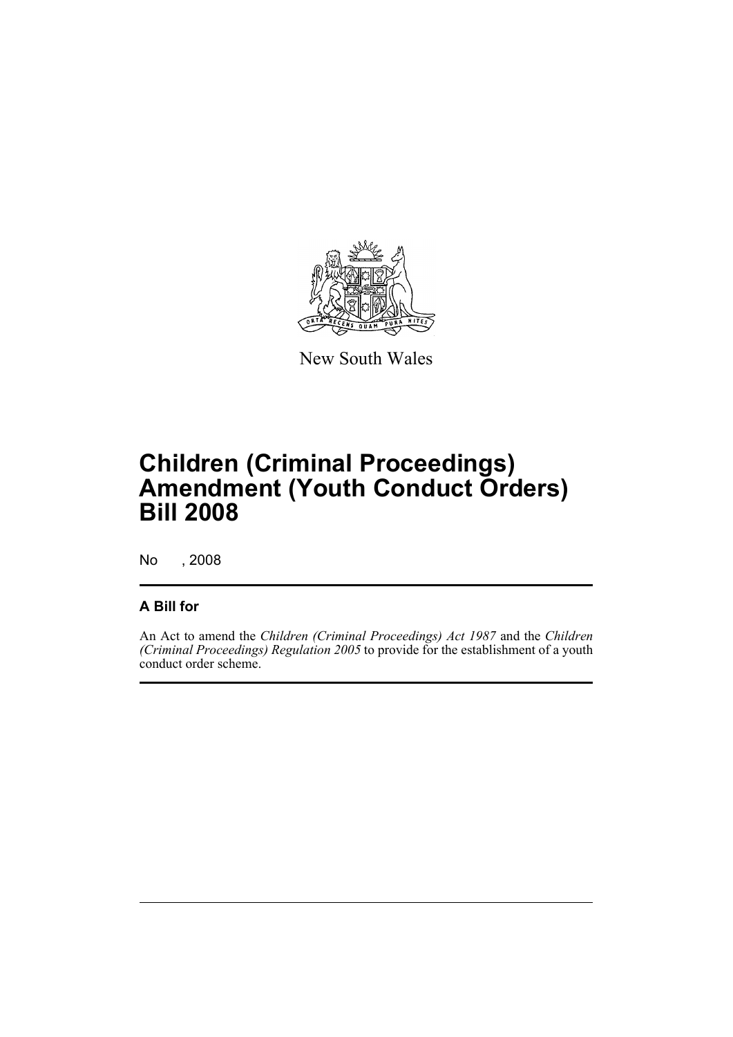New South Wales

# Children (Criminal Proceedings) Amendment (Youth Conduct Orders) Bill 2008

No , 2008

## A Bill for

An Act to amend the *Children (Criminal Proceedings) Act 1987* and the *Children (Criminal Proceedings) Regulation 2005* to provide for the establishment of a youth conduct order scheme.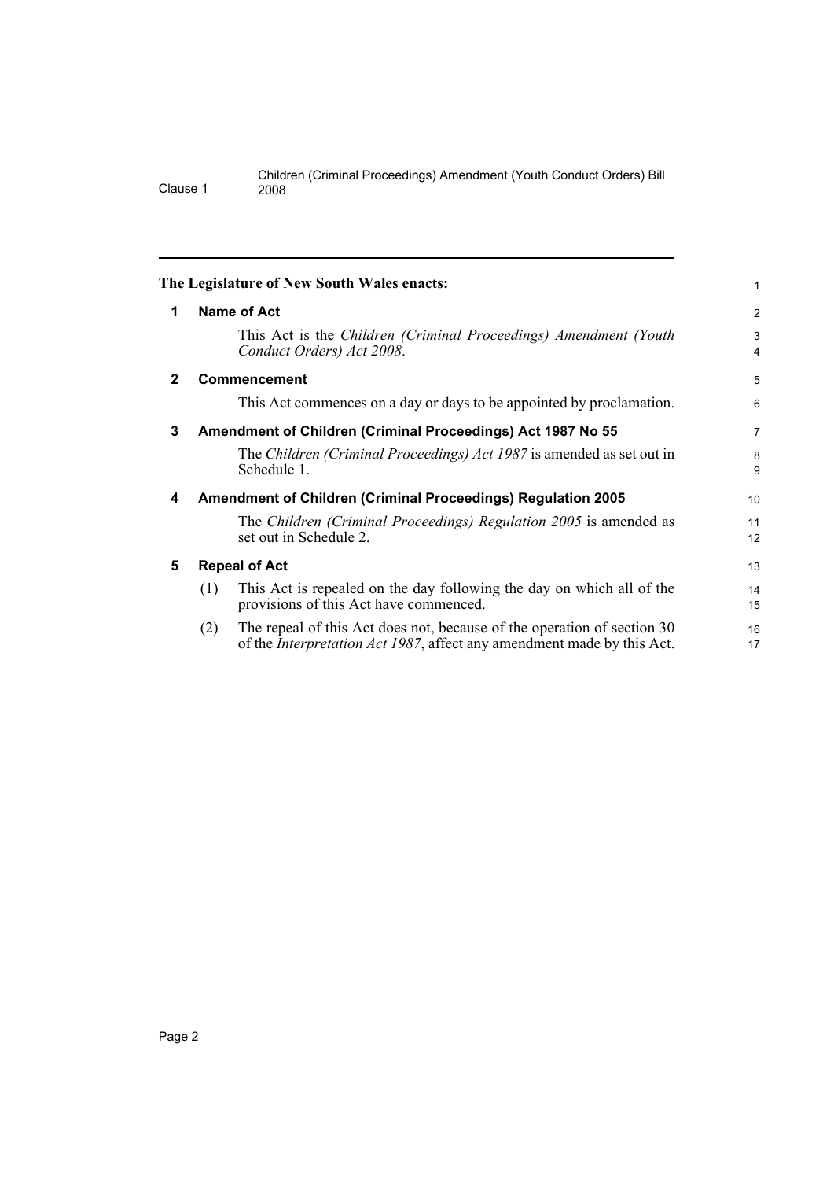**The Legislature of New South Wales enacts:**

**1 Name of Act**

This Act is the *Children (Criminal Proceedings) Amendment (Youth Conduct Orders) Act 2008*.

**2 Commencement**

This Act commences on a day or days to be appointed by proclamation.

**3 Amendment of Children (Criminal Proceedings) Act 1987 No 55**

The *Children (Criminal Proceedings) Act 1987* is amended as set out in Schedule 1.

**4 Amendment of Children (Criminal Proceedings) Regulation 2005**

The *Children (Criminal Proceedings) Regulation 2005* is amended as set out in Schedule 2.

**5 Repeal of Act**

(1) This Act is repealed on the day following the day on which all of the provisions of this Act have commenced.

(2) The repeal of this Act does not, because of the operation of section 30 of the *Interpretation Act 1987*, affect any amendment made by this Act.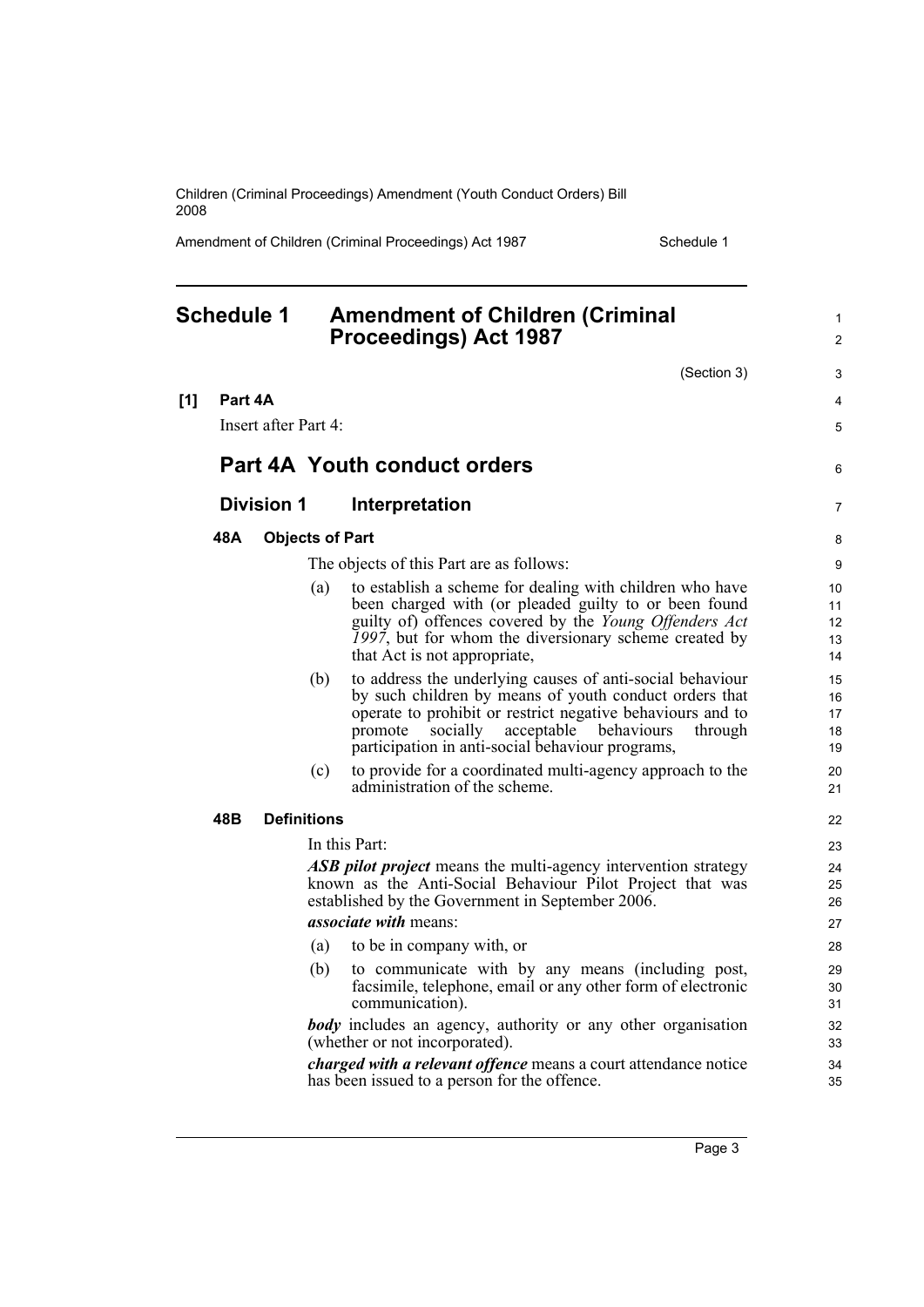## Schedule 1 Amendment of Children (Criminal Proceedings) Act 1987

(Section 3)

**[1] Part 4A**

Insert after Part 4:

## Part 4A Youth conduct orders

### Division 1 Interpretation

**48A Objects of Part**

The objects of this Part are as follows:

(a) to establish a scheme for dealing with children who have been charged with (or pleaded guilty to or been found guilty of) offences covered by the *Young Offenders Act 1997*, but for whom the diversionary scheme created by that Act is not appropriate,

(b) to address the underlying causes of anti-social behaviour by such children by means of youth conduct orders that operate to prohibit or restrict negative behaviours and to promote socially acceptable behaviours through participation in anti-social behaviour programs,

(c) to provide for a coordinated multi-agency approach to the administration of the scheme.

**48B Definitions**

In this Part:

***ASB pilot project*** means the multi-agency intervention strategy known as the Anti-Social Behaviour Pilot Project that was established by the Government in September 2006.

***associate with*** means:

(a) to be in company with, or

(b) to communicate with by any means (including post, facsimile, telephone, email or any other form of electronic communication).

***body*** includes an agency, authority or any other organisation (whether or not incorporated).

***charged with a relevant offence*** means a court attendance notice has been issued to a person for the offence.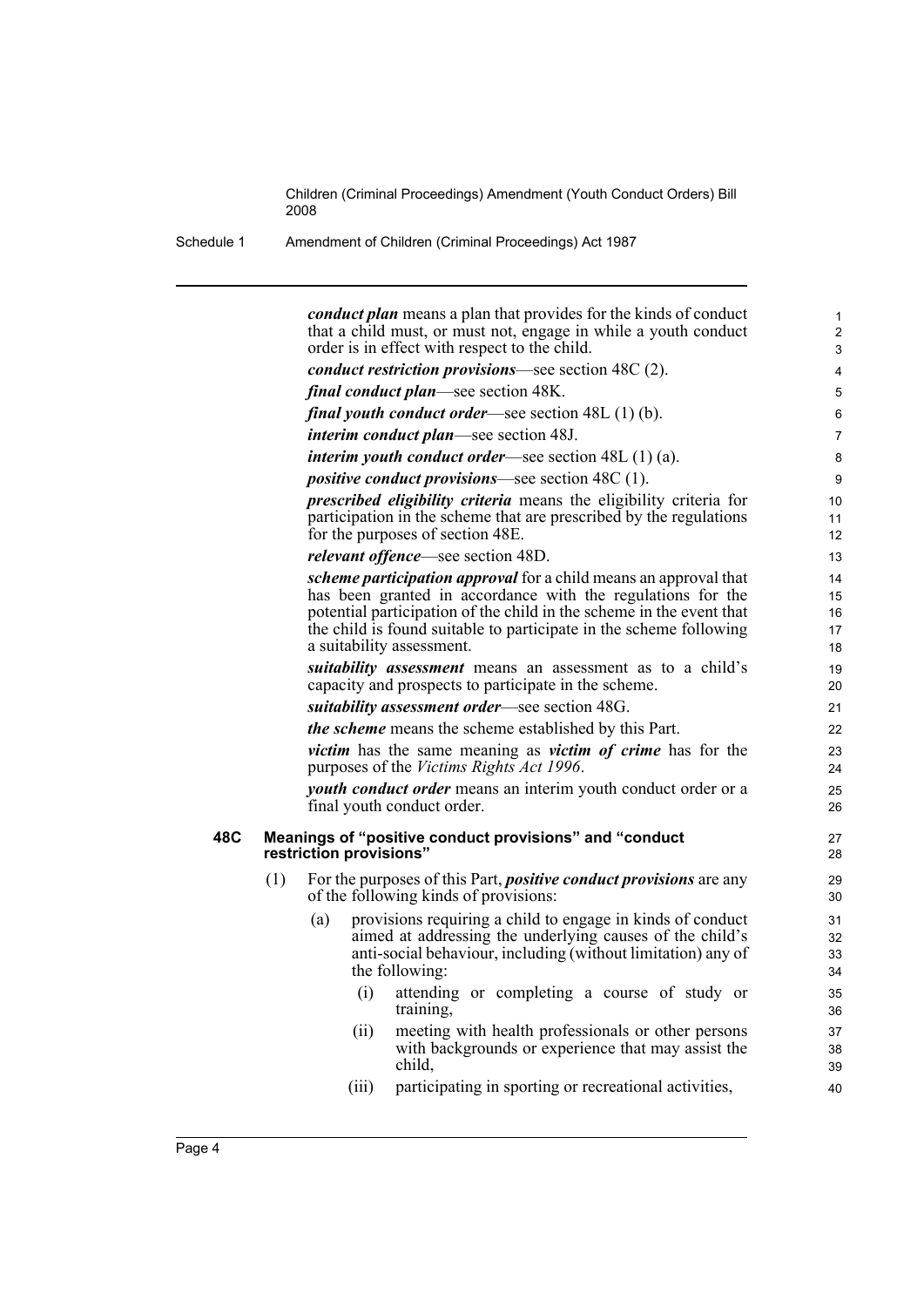***conduct plan*** means a plan that provides for the kinds of conduct that a child must, or must not, engage in while a youth conduct order is in effect with respect to the child.

***conduct restriction provisions***—see section 48C (2).

***final conduct plan***—see section 48K.

***final youth conduct order***—see section 48L (1) (b).

***interim conduct plan***—see section 48J.

***interim youth conduct order***—see section 48L (1) (a).

***positive conduct provisions***—see section 48C (1).

***prescribed eligibility criteria*** means the eligibility criteria for participation in the scheme that are prescribed by the regulations for the purposes of section 48E.

***relevant offence***—see section 48D.

***scheme participation approval*** for a child means an approval that has been granted in accordance with the regulations for the potential participation of the child in the scheme in the event that the child is found suitable to participate in the scheme following a suitability assessment.

***suitability assessment*** means an assessment as to a child's capacity and prospects to participate in the scheme.

***suitability assessment order***—see section 48G.

***the scheme*** means the scheme established by this Part.

***victim*** has the same meaning as ***victim of crime*** has for the purposes of the *Victims Rights Act 1996*.

***youth conduct order*** means an interim youth conduct order or a final youth conduct order.

### 48C Meanings of "positive conduct provisions" and "conduct restriction provisions"

(1) For the purposes of this Part, ***positive conduct provisions*** are any of the following kinds of provisions:

(a) provisions requiring a child to engage in kinds of conduct aimed at addressing the underlying causes of the child's anti-social behaviour, including (without limitation) any of the following:

(i) attending or completing a course of study or training,

(ii) meeting with health professionals or other persons with backgrounds or experience that may assist the child,

(iii) participating in sporting or recreational activities,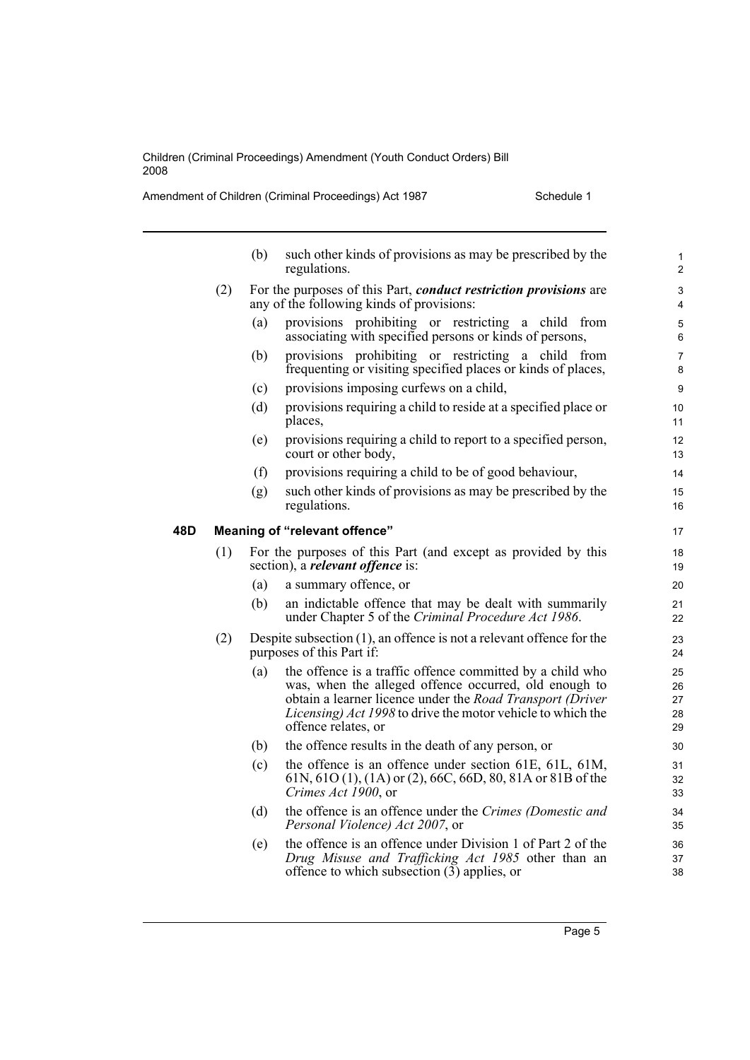(b) such other kinds of provisions as may be prescribed by the regulations.

(2) For the purposes of this Part, ***conduct restriction provisions*** are any of the following kinds of provisions:

(a) provisions prohibiting or restricting a child from associating with specified persons or kinds of persons,

(b) provisions prohibiting or restricting a child from frequenting or visiting specified places or kinds of places,

(c) provisions imposing curfews on a child,

(d) provisions requiring a child to reside at a specified place or places,

(e) provisions requiring a child to report to a specified person, court or other body,

(f) provisions requiring a child to be of good behaviour,

(g) such other kinds of provisions as may be prescribed by the regulations.

**48D Meaning of "relevant offence"**

(1) For the purposes of this Part (and except as provided by this section), a ***relevant offence*** is:

(a) a summary offence, or

(b) an indictable offence that may be dealt with summarily under Chapter 5 of the *Criminal Procedure Act 1986*.

(2) Despite subsection (1), an offence is not a relevant offence for the purposes of this Part if:

(a) the offence is a traffic offence committed by a child who was, when the alleged offence occurred, old enough to obtain a learner licence under the *Road Transport (Driver Licensing) Act 1998* to drive the motor vehicle to which the offence relates, or

(b) the offence results in the death of any person, or

(c) the offence is an offence under section 61E, 61L, 61M, 61N, 61O (1), (1A) or (2), 66C, 66D, 80, 81A or 81B of the *Crimes Act 1900*, or

(d) the offence is an offence under the *Crimes (Domestic and Personal Violence) Act 2007*, or

(e) the offence is an offence under Division 1 of Part 2 of the *Drug Misuse and Trafficking Act 1985* other than an offence to which subsection (3) applies, or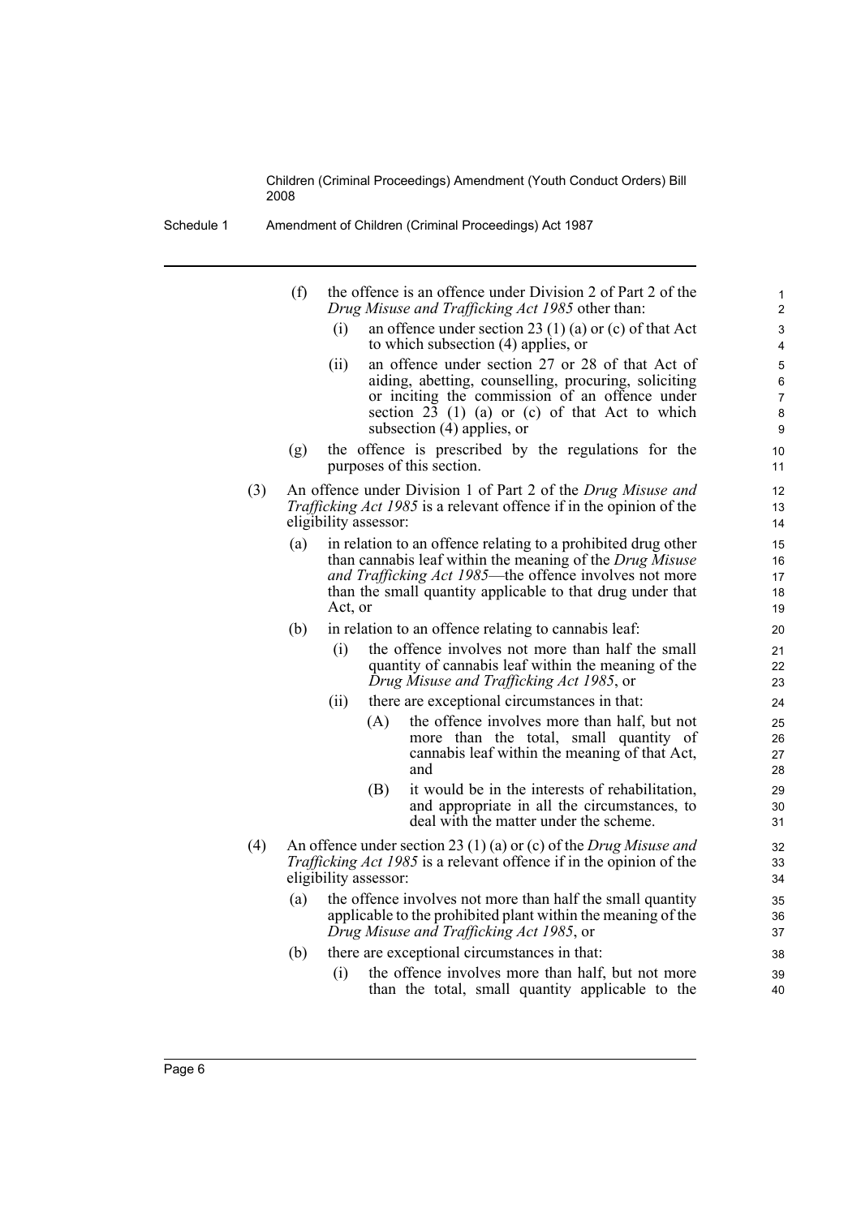(f) the offence is an offence under Division 2 of Part 2 of the *Drug Misuse and Trafficking Act 1985* other than:

(i) an offence under section 23 (1) (a) or (c) of that Act to which subsection (4) applies, or

(ii) an offence under section 27 or 28 of that Act of aiding, abetting, counselling, procuring, soliciting or inciting the commission of an offence under section 23 (1) (a) or (c) of that Act to which subsection (4) applies, or

(g) the offence is prescribed by the regulations for the purposes of this section.

(3) An offence under Division 1 of Part 2 of the *Drug Misuse and Trafficking Act 1985* is a relevant offence if in the opinion of the eligibility assessor:

(a) in relation to an offence relating to a prohibited drug other than cannabis leaf within the meaning of the *Drug Misuse and Trafficking Act 1985*—the offence involves not more than the small quantity applicable to that drug under that Act, or

(b) in relation to an offence relating to cannabis leaf:

(i) the offence involves not more than half the small quantity of cannabis leaf within the meaning of the *Drug Misuse and Trafficking Act 1985*, or

(ii) there are exceptional circumstances in that:

(A) the offence involves more than half, but not more than the total, small quantity of cannabis leaf within the meaning of that Act, and

(B) it would be in the interests of rehabilitation, and appropriate in all the circumstances, to deal with the matter under the scheme.

(4) An offence under section 23 (1) (a) or (c) of the *Drug Misuse and Trafficking Act 1985* is a relevant offence if in the opinion of the eligibility assessor:

(a) the offence involves not more than half the small quantity applicable to the prohibited plant within the meaning of the *Drug Misuse and Trafficking Act 1985*, or

(b) there are exceptional circumstances in that:

(i) the offence involves more than half, but not more than the total, small quantity applicable to the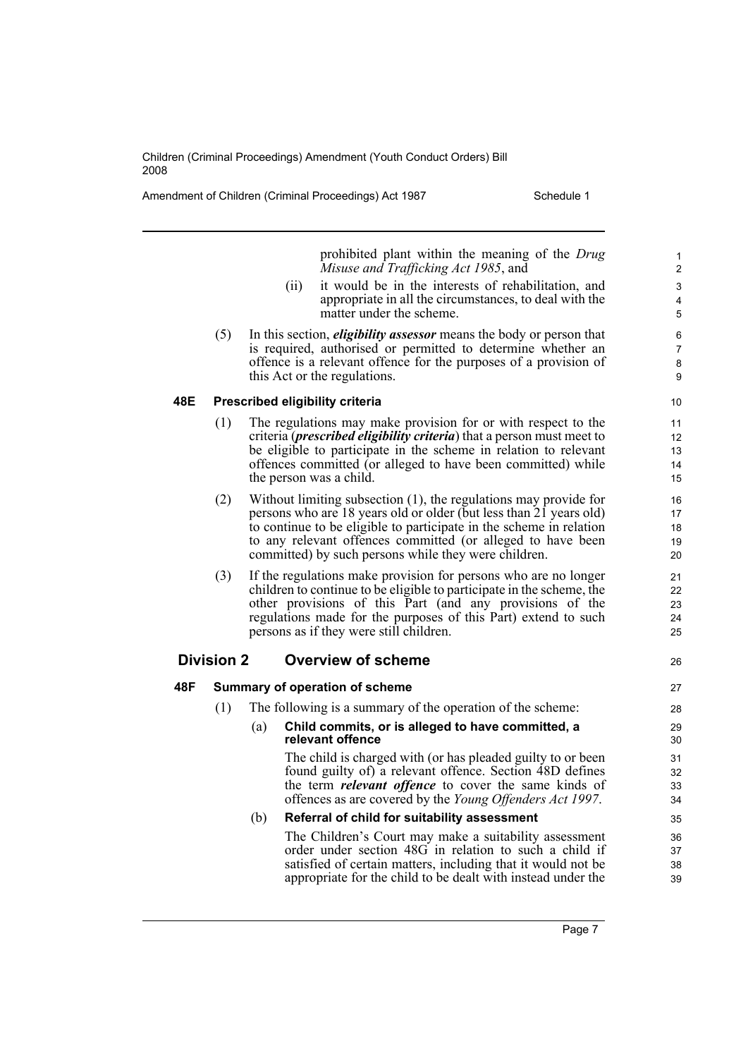prohibited plant within the meaning of the *Drug Misuse and Trafficking Act 1985*, and

(ii) it would be in the interests of rehabilitation, and appropriate in all the circumstances, to deal with the matter under the scheme.

(5) In this section, ***eligibility assessor*** means the body or person that is required, authorised or permitted to determine whether an offence is a relevant offence for the purposes of a provision of this Act or the regulations.

### 48E Prescribed eligibility criteria

(1) The regulations may make provision for or with respect to the criteria (***prescribed eligibility criteria***) that a person must meet to be eligible to participate in the scheme in relation to relevant offences committed (or alleged to have been committed) while the person was a child.

(2) Without limiting subsection (1), the regulations may provide for persons who are 18 years old or older (but less than 21 years old) to continue to be eligible to participate in the scheme in relation to any relevant offences committed (or alleged to have been committed) by such persons while they were children.

(3) If the regulations make provision for persons who are no longer children to continue to be eligible to participate in the scheme, the other provisions of this Part (and any provisions of the regulations made for the purposes of this Part) extend to such persons as if they were still children.

## Division 2 Overview of scheme

### 48F Summary of operation of scheme

(1) The following is a summary of the operation of the scheme:

(a) **Child commits, or is alleged to have committed, a relevant offence**

The child is charged with (or has pleaded guilty to or been found guilty of) a relevant offence. Section 48D defines the term ***relevant offence*** to cover the same kinds of offences as are covered by the *Young Offenders Act 1997*.

(b) **Referral of child for suitability assessment**

The Children's Court may make a suitability assessment order under section 48G in relation to such a child if satisfied of certain matters, including that it would not be appropriate for the child to be dealt with instead under the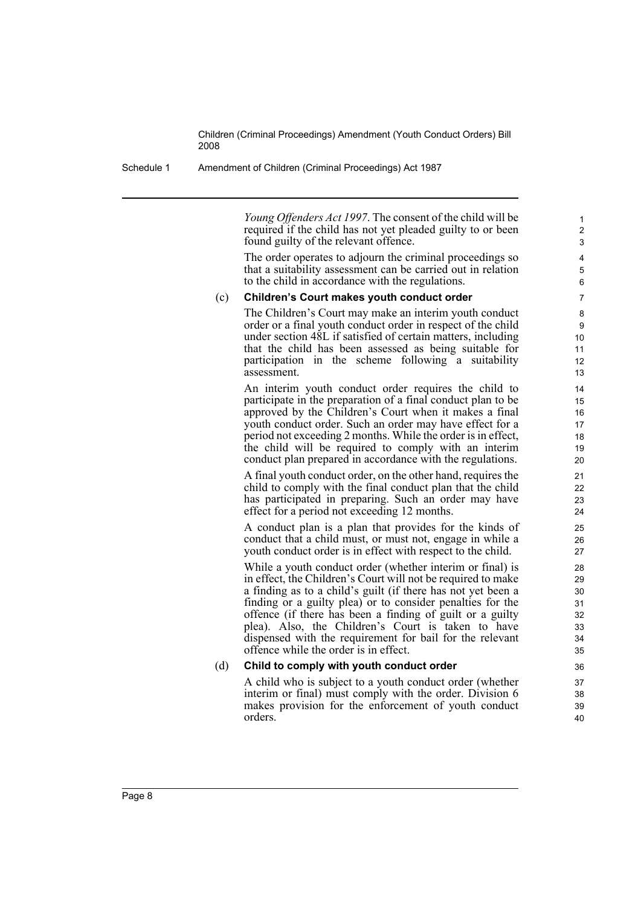*Young Offenders Act 1997*. The consent of the child will be required if the child has not yet pleaded guilty to or been found guilty of the relevant offence.

The order operates to adjourn the criminal proceedings so that a suitability assessment can be carried out in relation to the child in accordance with the regulations.

(c) **Children's Court makes youth conduct order**

The Children's Court may make an interim youth conduct order or a final youth conduct order in respect of the child under section 48L if satisfied of certain matters, including that the child has been assessed as being suitable for participation in the scheme following a suitability assessment.

An interim youth conduct order requires the child to participate in the preparation of a final conduct plan to be approved by the Children's Court when it makes a final youth conduct order. Such an order may have effect for a period not exceeding 2 months. While the order is in effect, the child will be required to comply with an interim conduct plan prepared in accordance with the regulations.

A final youth conduct order, on the other hand, requires the child to comply with the final conduct plan that the child has participated in preparing. Such an order may have effect for a period not exceeding 12 months.

A conduct plan is a plan that provides for the kinds of conduct that a child must, or must not, engage in while a youth conduct order is in effect with respect to the child.

While a youth conduct order (whether interim or final) is in effect, the Children's Court will not be required to make a finding as to a child's guilt (if there has not yet been a finding or a guilty plea) or to consider penalties for the offence (if there has been a finding of guilt or a guilty plea). Also, the Children's Court is taken to have dispensed with the requirement for bail for the relevant offence while the order is in effect.

(d) **Child to comply with youth conduct order**

A child who is subject to a youth conduct order (whether interim or final) must comply with the order. Division 6 makes provision for the enforcement of youth conduct orders.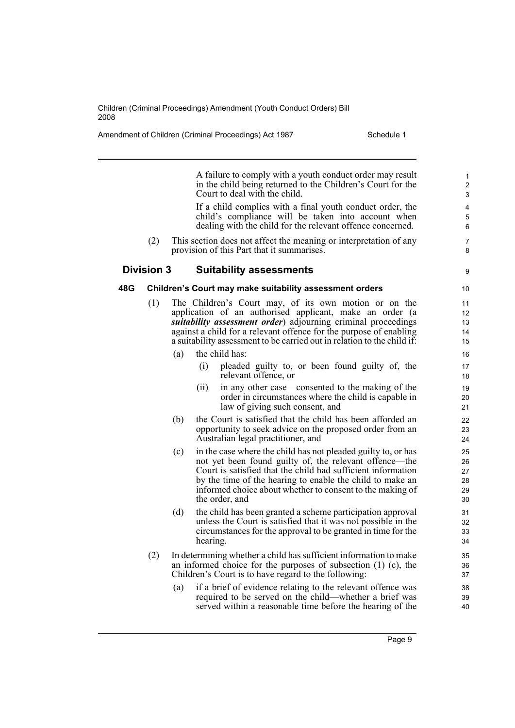A failure to comply with a youth conduct order may result in the child being returned to the Children's Court for the Court to deal with the child.

If a child complies with a final youth conduct order, the child's compliance will be taken into account when dealing with the child for the relevant offence concerned.

(2) This section does not affect the meaning or interpretation of any provision of this Part that it summarises.

## Division 3 Suitability assessments

### 48G Children's Court may make suitability assessment orders

(1) The Children's Court may, of its own motion or on the application of an authorised applicant, make an order (a ***suitability assessment order***) adjourning criminal proceedings against a child for a relevant offence for the purpose of enabling a suitability assessment to be carried out in relation to the child if:

(a) the child has:

(i) pleaded guilty to, or been found guilty of, the relevant offence, or

(ii) in any other case—consented to the making of the order in circumstances where the child is capable in law of giving such consent, and

(b) the Court is satisfied that the child has been afforded an opportunity to seek advice on the proposed order from an Australian legal practitioner, and

(c) in the case where the child has not pleaded guilty to, or has not yet been found guilty of, the relevant offence—the Court is satisfied that the child had sufficient information by the time of the hearing to enable the child to make an informed choice about whether to consent to the making of the order, and

(d) the child has been granted a scheme participation approval unless the Court is satisfied that it was not possible in the circumstances for the approval to be granted in time for the hearing.

(2) In determining whether a child has sufficient information to make an informed choice for the purposes of subsection (1) (c), the Children's Court is to have regard to the following:

(a) if a brief of evidence relating to the relevant offence was required to be served on the child—whether a brief was served within a reasonable time before the hearing of the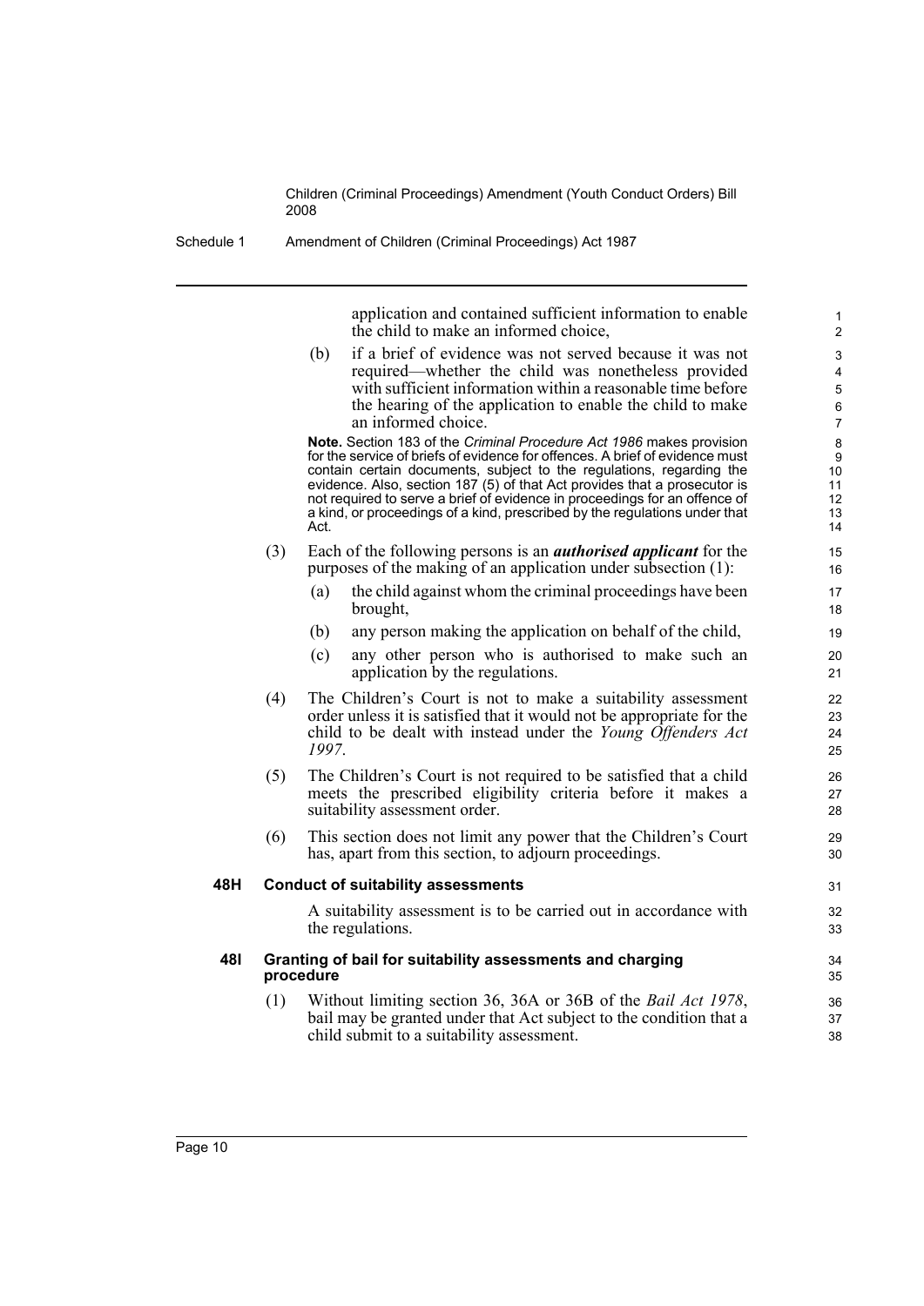application and contained sufficient information to enable the child to make an informed choice,

(b) if a brief of evidence was not served because it was not required—whether the child was nonetheless provided with sufficient information within a reasonable time before the hearing of the application to enable the child to make an informed choice.

**Note.** Section 183 of the *Criminal Procedure Act 1986* makes provision for the service of briefs of evidence for offences. A brief of evidence must contain certain documents, subject to the regulations, regarding the evidence. Also, section 187 (5) of that Act provides that a prosecutor is not required to serve a brief of evidence in proceedings for an offence of a kind, or proceedings of a kind, prescribed by the regulations under that Act.

(3) Each of the following persons is an ***authorised applicant*** for the purposes of the making of an application under subsection (1):

(a) the child against whom the criminal proceedings have been brought,

(b) any person making the application on behalf of the child,

(c) any other person who is authorised to make such an application by the regulations.

(4) The Children's Court is not to make a suitability assessment order unless it is satisfied that it would not be appropriate for the child to be dealt with instead under the *Young Offenders Act 1997*.

(5) The Children's Court is not required to be satisfied that a child meets the prescribed eligibility criteria before it makes a suitability assessment order.

(6) This section does not limit any power that the Children's Court has, apart from this section, to adjourn proceedings.

**48H Conduct of suitability assessments**

A suitability assessment is to be carried out in accordance with the regulations.

**48I Granting of bail for suitability assessments and charging procedure**

(1) Without limiting section 36, 36A or 36B of the *Bail Act 1978*, bail may be granted under that Act subject to the condition that a child submit to a suitability assessment.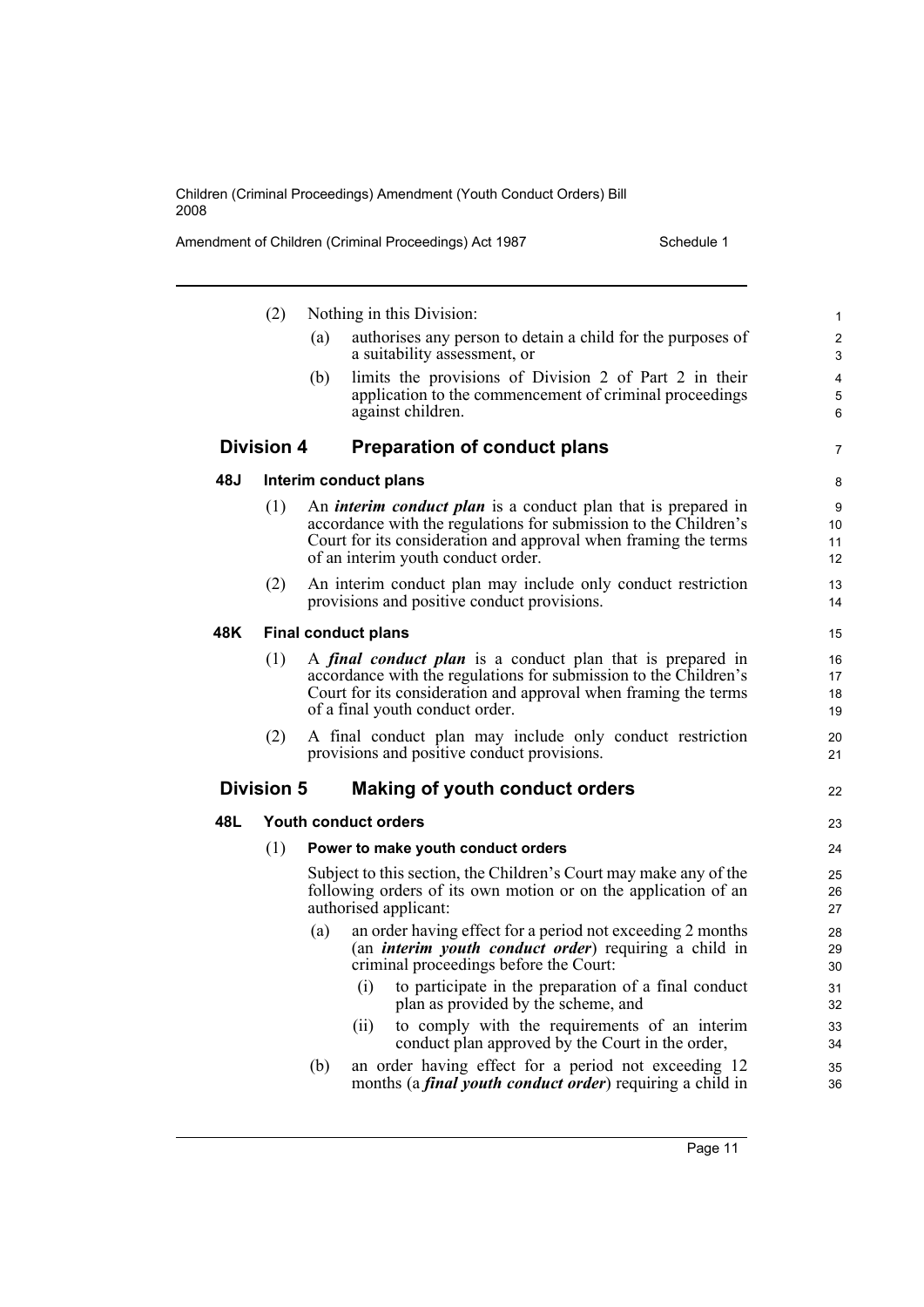(2) Nothing in this Division:

(a) authorises any person to detain a child for the purposes of a suitability assessment, or

(b) limits the provisions of Division 2 of Part 2 in their application to the commencement of criminal proceedings against children.

## Division 4 Preparation of conduct plans

### 48J Interim conduct plans

(1) An ***interim conduct plan*** is a conduct plan that is prepared in accordance with the regulations for submission to the Children's Court for its consideration and approval when framing the terms of an interim youth conduct order.

(2) An interim conduct plan may include only conduct restriction provisions and positive conduct provisions.

### 48K Final conduct plans

(1) A ***final conduct plan*** is a conduct plan that is prepared in accordance with the regulations for submission to the Children's Court for its consideration and approval when framing the terms of a final youth conduct order.

(2) A final conduct plan may include only conduct restriction provisions and positive conduct provisions.

## Division 5 Making of youth conduct orders

### 48L Youth conduct orders

(1) **Power to make youth conduct orders**

Subject to this section, the Children's Court may make any of the following orders of its own motion or on the application of an authorised applicant:

(a) an order having effect for a period not exceeding 2 months (an ***interim youth conduct order***) requiring a child in criminal proceedings before the Court:

(i) to participate in the preparation of a final conduct plan as provided by the scheme, and

(ii) to comply with the requirements of an interim conduct plan approved by the Court in the order,

(b) an order having effect for a period not exceeding 12 months (a ***final youth conduct order***) requiring a child in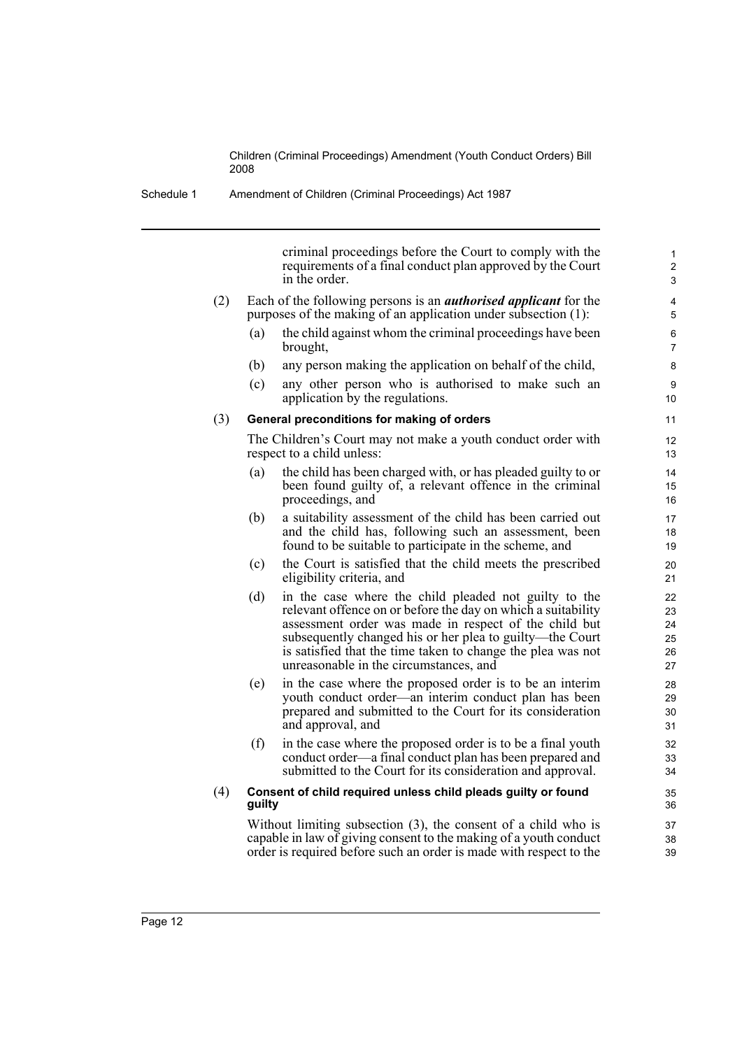criminal proceedings before the Court to comply with the requirements of a final conduct plan approved by the Court in the order.

(2) Each of the following persons is an ***authorised applicant*** for the purposes of the making of an application under subsection (1):

(a) the child against whom the criminal proceedings have been brought,

(b) any person making the application on behalf of the child,

(c) any other person who is authorised to make such an application by the regulations.

(3) **General preconditions for making of orders**

The Children's Court may not make a youth conduct order with respect to a child unless:

(a) the child has been charged with, or has pleaded guilty to or been found guilty of, a relevant offence in the criminal proceedings, and

(b) a suitability assessment of the child has been carried out and the child has, following such an assessment, been found to be suitable to participate in the scheme, and

(c) the Court is satisfied that the child meets the prescribed eligibility criteria, and

(d) in the case where the child pleaded not guilty to the relevant offence on or before the day on which a suitability assessment order was made in respect of the child but subsequently changed his or her plea to guilty—the Court is satisfied that the time taken to change the plea was not unreasonable in the circumstances, and

(e) in the case where the proposed order is to be an interim youth conduct order—an interim conduct plan has been prepared and submitted to the Court for its consideration and approval, and

(f) in the case where the proposed order is to be a final youth conduct order—a final conduct plan has been prepared and submitted to the Court for its consideration and approval.

(4) **Consent of child required unless child pleads guilty or found guilty**

Without limiting subsection (3), the consent of a child who is capable in law of giving consent to the making of a youth conduct order is required before such an order is made with respect to the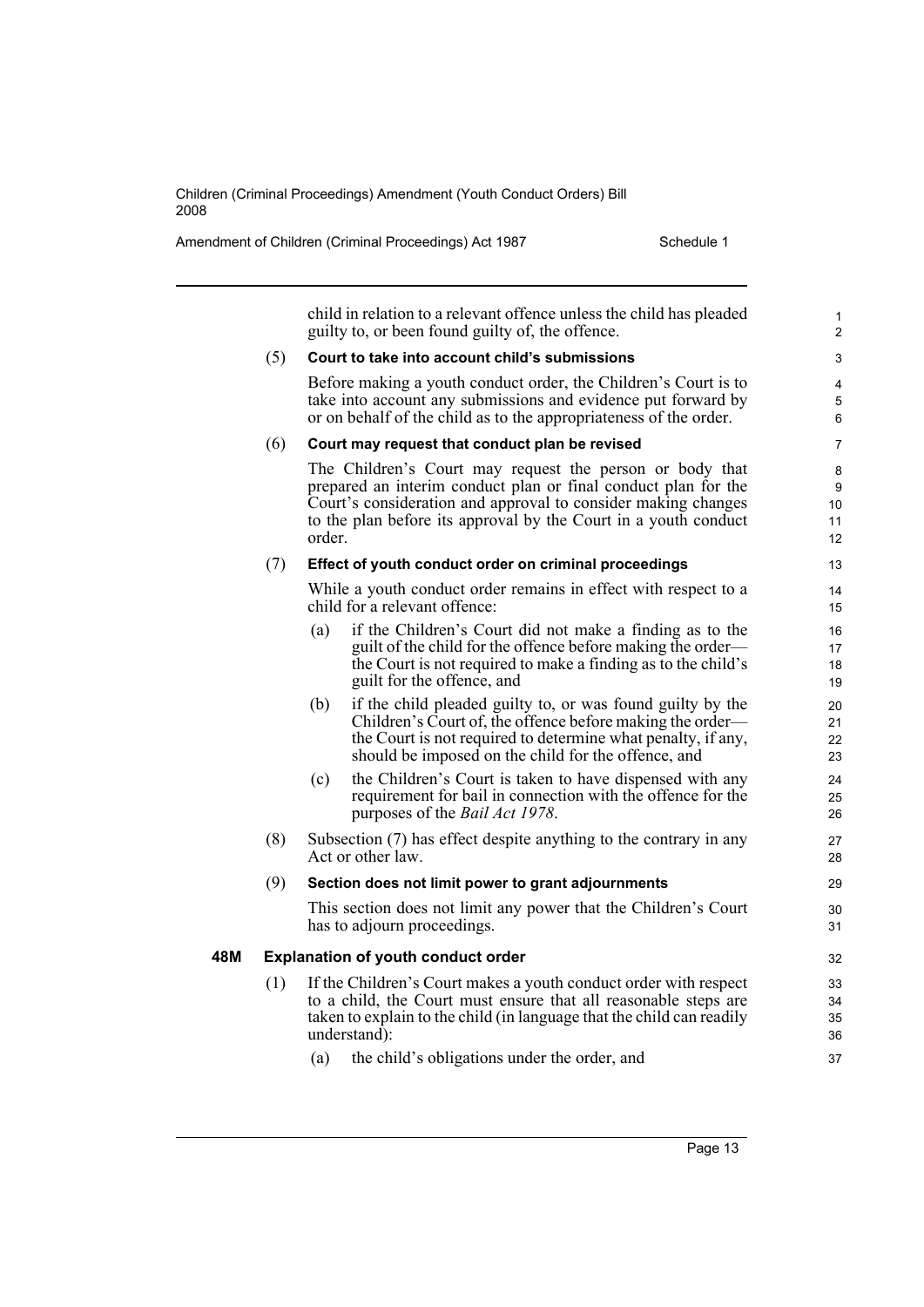child in relation to a relevant offence unless the child has pleaded guilty to, or been found guilty of, the offence.

(5) **Court to take into account child's submissions**

Before making a youth conduct order, the Children's Court is to take into account any submissions and evidence put forward by or on behalf of the child as to the appropriateness of the order.

(6) **Court may request that conduct plan be revised**

The Children's Court may request the person or body that prepared an interim conduct plan or final conduct plan for the Court's consideration and approval to consider making changes to the plan before its approval by the Court in a youth conduct order.

(7) **Effect of youth conduct order on criminal proceedings**

While a youth conduct order remains in effect with respect to a child for a relevant offence:

(a) if the Children's Court did not make a finding as to the guilt of the child for the offence before making the order—the Court is not required to make a finding as to the child's guilt for the offence, and

(b) if the child pleaded guilty to, or was found guilty by the Children's Court of, the offence before making the order—the Court is not required to determine what penalty, if any, should be imposed on the child for the offence, and

(c) the Children's Court is taken to have dispensed with any requirement for bail in connection with the offence for the purposes of the *Bail Act 1978*.

(8) Subsection (7) has effect despite anything to the contrary in any Act or other law.

(9) **Section does not limit power to grant adjournments**

This section does not limit any power that the Children's Court has to adjourn proceedings.

**48M Explanation of youth conduct order**

(1) If the Children's Court makes a youth conduct order with respect to a child, the Court must ensure that all reasonable steps are taken to explain to the child (in language that the child can readily understand):

(a) the child's obligations under the order, and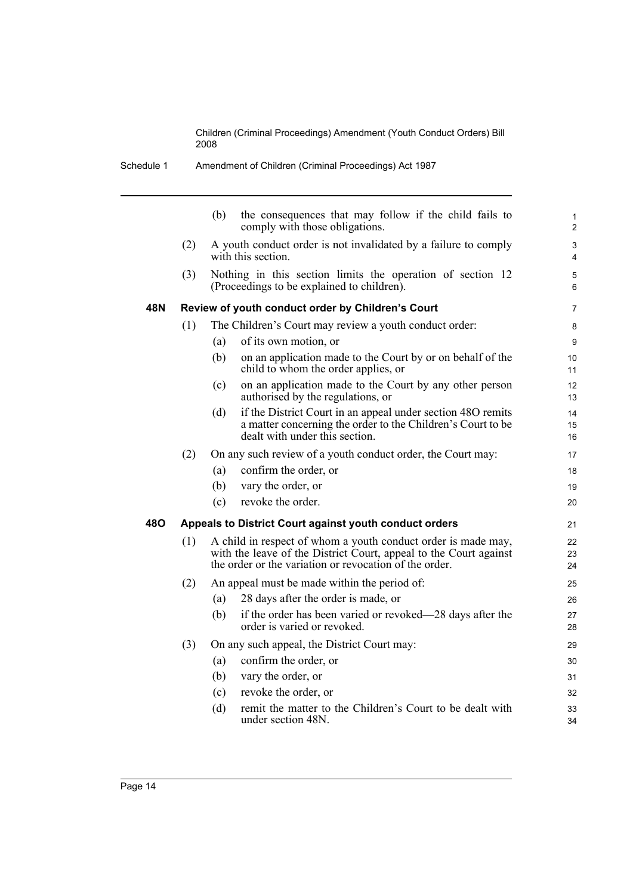(b) the consequences that may follow if the child fails to comply with those obligations.

(2) A youth conduct order is not invalidated by a failure to comply with this section.

(3) Nothing in this section limits the operation of section 12 (Proceedings to be explained to children).

### 48N Review of youth conduct order by Children's Court

(1) The Children's Court may review a youth conduct order:

(a) of its own motion, or

(b) on an application made to the Court by or on behalf of the child to whom the order applies, or

(c) on an application made to the Court by any other person authorised by the regulations, or

(d) if the District Court in an appeal under section 48O remits a matter concerning the order to the Children's Court to be dealt with under this section.

(2) On any such review of a youth conduct order, the Court may:

(a) confirm the order, or

(b) vary the order, or

(c) revoke the order.

### 48O Appeals to District Court against youth conduct orders

(1) A child in respect of whom a youth conduct order is made may, with the leave of the District Court, appeal to the Court against the order or the variation or revocation of the order.

(2) An appeal must be made within the period of:

(a) 28 days after the order is made, or

(b) if the order has been varied or revoked—28 days after the order is varied or revoked.

(3) On any such appeal, the District Court may:

(a) confirm the order, or

(b) vary the order, or

(c) revoke the order, or

(d) remit the matter to the Children's Court to be dealt with under section 48N.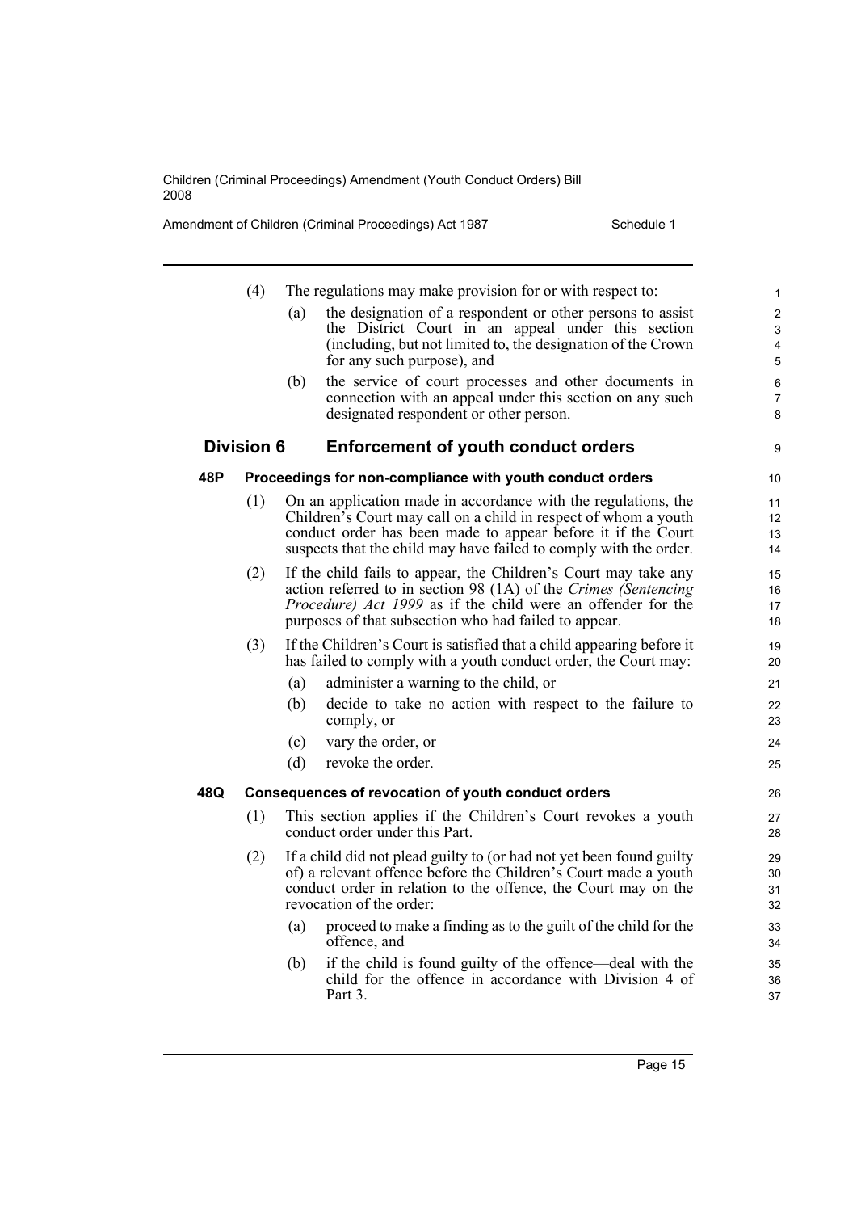(4) The regulations may make provision for or with respect to:

(a) the designation of a respondent or other persons to assist the District Court in an appeal under this section (including, but not limited to, the designation of the Crown for any such purpose), and

(b) the service of court processes and other documents in connection with an appeal under this section on any such designated respondent or other person.

## Division 6 Enforcement of youth conduct orders

### 48P Proceedings for non-compliance with youth conduct orders

(1) On an application made in accordance with the regulations, the Children's Court may call on a child in respect of whom a youth conduct order has been made to appear before it if the Court suspects that the child may have failed to comply with the order.

(2) If the child fails to appear, the Children's Court may take any action referred to in section 98 (1A) of the *Crimes (Sentencing Procedure) Act 1999* as if the child were an offender for the purposes of that subsection who had failed to appear.

(3) If the Children's Court is satisfied that a child appearing before it has failed to comply with a youth conduct order, the Court may:

(a) administer a warning to the child, or

(b) decide to take no action with respect to the failure to comply, or

(c) vary the order, or

(d) revoke the order.

### 48Q Consequences of revocation of youth conduct orders

(1) This section applies if the Children's Court revokes a youth conduct order under this Part.

(2) If a child did not plead guilty to (or had not yet been found guilty of) a relevant offence before the Children's Court made a youth conduct order in relation to the offence, the Court may on the revocation of the order:

(a) proceed to make a finding as to the guilt of the child for the offence, and

(b) if the child is found guilty of the offence—deal with the child for the offence in accordance with Division 4 of Part 3.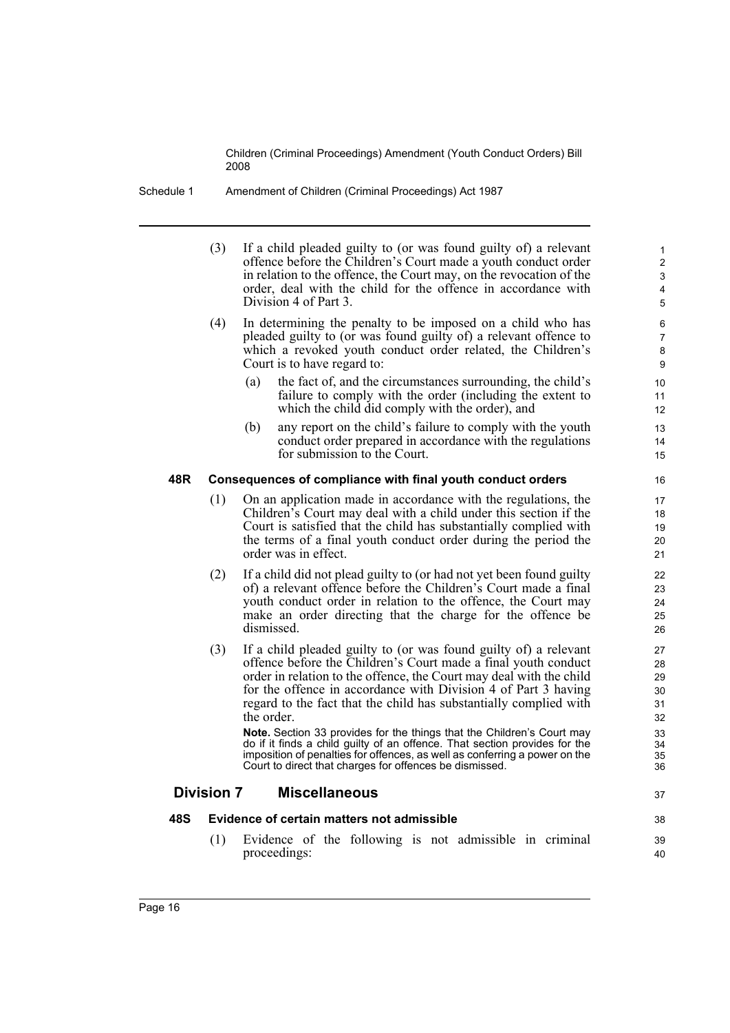(3) If a child pleaded guilty to (or was found guilty of) a relevant offence before the Children's Court made a youth conduct order in relation to the offence, the Court may, on the revocation of the order, deal with the child for the offence in accordance with Division 4 of Part 3.

(4) In determining the penalty to be imposed on a child who has pleaded guilty to (or was found guilty of) a relevant offence to which a revoked youth conduct order related, the Children's Court is to have regard to:

(a) the fact of, and the circumstances surrounding, the child's failure to comply with the order (including the extent to which the child did comply with the order), and

(b) any report on the child's failure to comply with the youth conduct order prepared in accordance with the regulations for submission to the Court.

### 48R Consequences of compliance with final youth conduct orders

(1) On an application made in accordance with the regulations, the Children's Court may deal with a child under this section if the Court is satisfied that the child has substantially complied with the terms of a final youth conduct order during the period the order was in effect.

(2) If a child did not plead guilty to (or had not yet been found guilty of) a relevant offence before the Children's Court made a final youth conduct order in relation to the offence, the Court may make an order directing that the charge for the offence be dismissed.

(3) If a child pleaded guilty to (or was found guilty of) a relevant offence before the Children's Court made a final youth conduct order in relation to the offence, the Court may deal with the child for the offence in accordance with Division 4 of Part 3 having regard to the fact that the child has substantially complied with the order.

**Note.** Section 33 provides for the things that the Children's Court may do if it finds a child guilty of an offence. That section provides for the imposition of penalties for offences, as well as conferring a power on the Court to direct that charges for offences be dismissed.

## Division 7 Miscellaneous

### 48S Evidence of certain matters not admissible

(1) Evidence of the following is not admissible in criminal proceedings: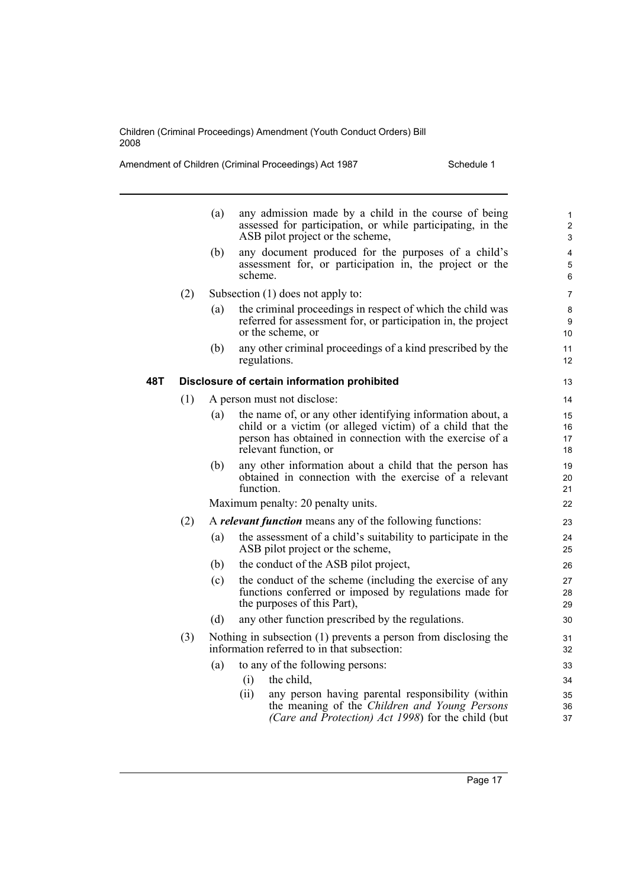(a) any admission made by a child in the course of being assessed for participation, or while participating, in the ASB pilot project or the scheme,

(b) any document produced for the purposes of a child's assessment for, or participation in, the project or the scheme.

(2) Subsection (1) does not apply to:

(a) the criminal proceedings in respect of which the child was referred for assessment for, or participation in, the project or the scheme, or

(b) any other criminal proceedings of a kind prescribed by the regulations.

**48T Disclosure of certain information prohibited**

(1) A person must not disclose:

(a) the name of, or any other identifying information about, a child or a victim (or alleged victim) of a child that the person has obtained in connection with the exercise of a relevant function, or

(b) any other information about a child that the person has obtained in connection with the exercise of a relevant function.

Maximum penalty: 20 penalty units.

(2) A ***relevant function*** means any of the following functions:

(a) the assessment of a child's suitability to participate in the ASB pilot project or the scheme,

(b) the conduct of the ASB pilot project,

(c) the conduct of the scheme (including the exercise of any functions conferred or imposed by regulations made for the purposes of this Part),

(d) any other function prescribed by the regulations.

(3) Nothing in subsection (1) prevents a person from disclosing the information referred to in that subsection:

(a) to any of the following persons:

(i) the child,

(ii) any person having parental responsibility (within the meaning of the *Children and Young Persons (Care and Protection) Act 1998*) for the child (but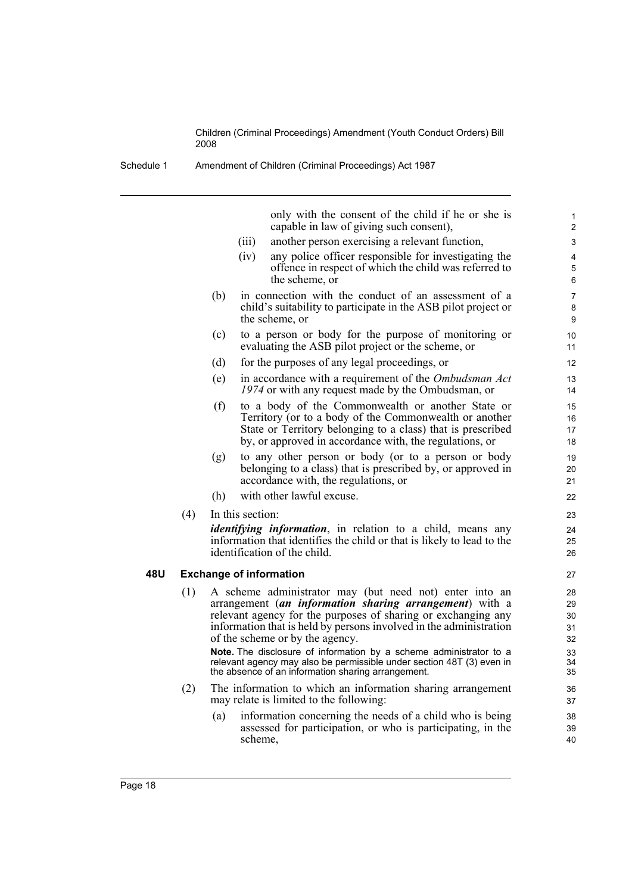only with the consent of the child if he or she is capable in law of giving such consent),

(iii) another person exercising a relevant function,

(iv) any police officer responsible for investigating the offence in respect of which the child was referred to the scheme, or

(b) in connection with the conduct of an assessment of a child's suitability to participate in the ASB pilot project or the scheme, or

(c) to a person or body for the purpose of monitoring or evaluating the ASB pilot project or the scheme, or

(d) for the purposes of any legal proceedings, or

(e) in accordance with a requirement of the *Ombudsman Act 1974* or with any request made by the Ombudsman, or

(f) to a body of the Commonwealth or another State or Territory (or to a body of the Commonwealth or another State or Territory belonging to a class) that is prescribed by, or approved in accordance with, the regulations, or

(g) to any other person or body (or to a person or body belonging to a class) that is prescribed by, or approved in accordance with, the regulations, or

(h) with other lawful excuse.

(4) In this section:

***identifying information***, in relation to a child, means any information that identifies the child or that is likely to lead to the identification of the child.

**48U Exchange of information**

(1) A scheme administrator may (but need not) enter into an arrangement (***an information sharing arrangement***) with a relevant agency for the purposes of sharing or exchanging any information that is held by persons involved in the administration of the scheme or by the agency.

**Note.** The disclosure of information by a scheme administrator to a relevant agency may also be permissible under section 48T (3) even in the absence of an information sharing arrangement.

(2) The information to which an information sharing arrangement may relate is limited to the following:

(a) information concerning the needs of a child who is being assessed for participation, or who is participating, in the scheme,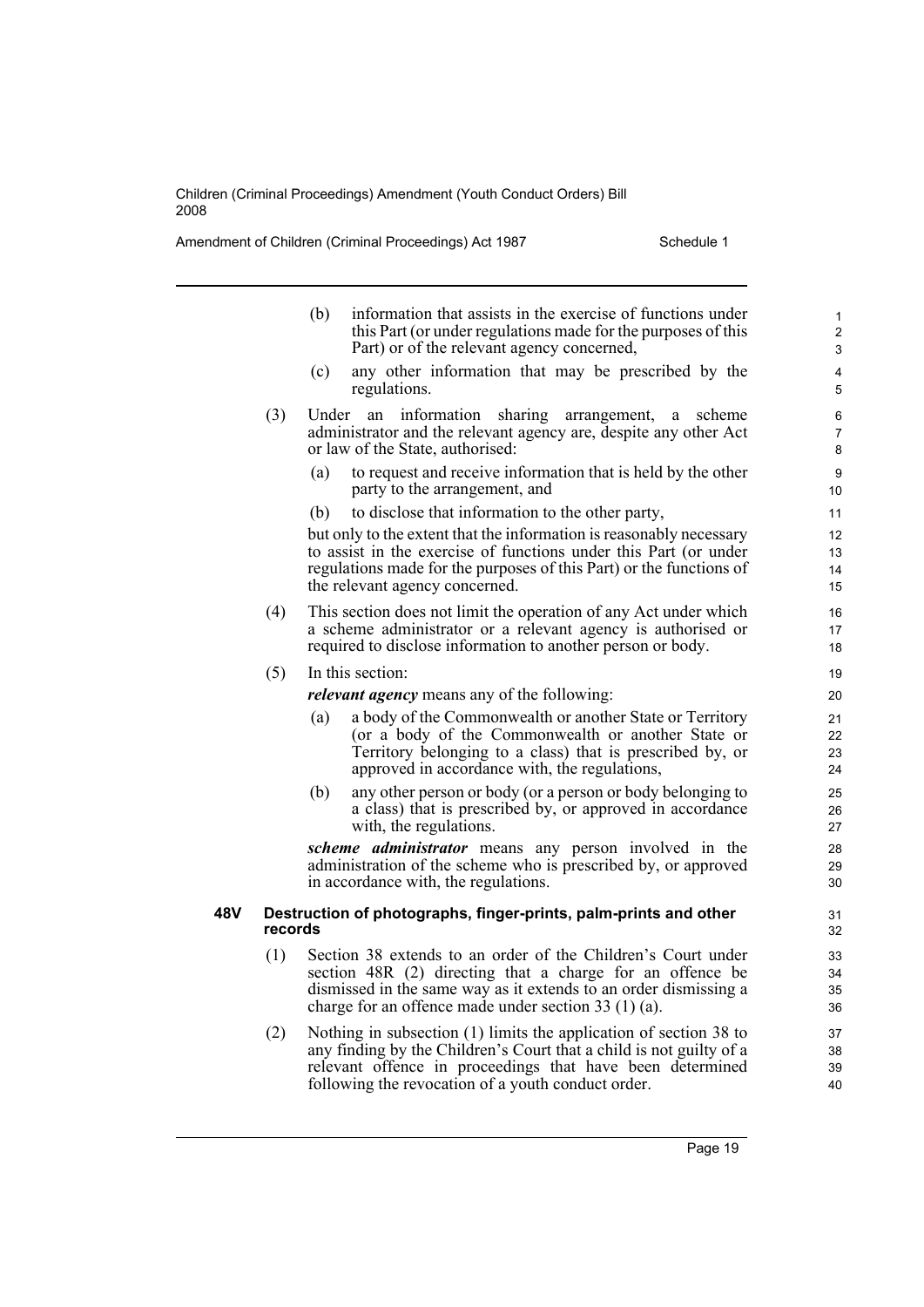(b) information that assists in the exercise of functions under this Part (or under regulations made for the purposes of this Part) or of the relevant agency concerned,

(c) any other information that may be prescribed by the regulations.

(3) Under an information sharing arrangement, a scheme administrator and the relevant agency are, despite any other Act or law of the State, authorised:

(a) to request and receive information that is held by the other party to the arrangement, and

(b) to disclose that information to the other party,

but only to the extent that the information is reasonably necessary to assist in the exercise of functions under this Part (or under regulations made for the purposes of this Part) or the functions of the relevant agency concerned.

(4) This section does not limit the operation of any Act under which a scheme administrator or a relevant agency is authorised or required to disclose information to another person or body.

(5) In this section:

***relevant agency*** means any of the following:

(a) a body of the Commonwealth or another State or Territory (or a body of the Commonwealth or another State or Territory belonging to a class) that is prescribed by, or approved in accordance with, the regulations,

(b) any other person or body (or a person or body belonging to a class) that is prescribed by, or approved in accordance with, the regulations.

***scheme administrator*** means any person involved in the administration of the scheme who is prescribed by, or approved in accordance with, the regulations.

**48V Destruction of photographs, finger-prints, palm-prints and other records**

(1) Section 38 extends to an order of the Children's Court under section 48R (2) directing that a charge for an offence be dismissed in the same way as it extends to an order dismissing a charge for an offence made under section 33 (1) (a).

(2) Nothing in subsection (1) limits the application of section 38 to any finding by the Children's Court that a child is not guilty of a relevant offence in proceedings that have been determined following the revocation of a youth conduct order.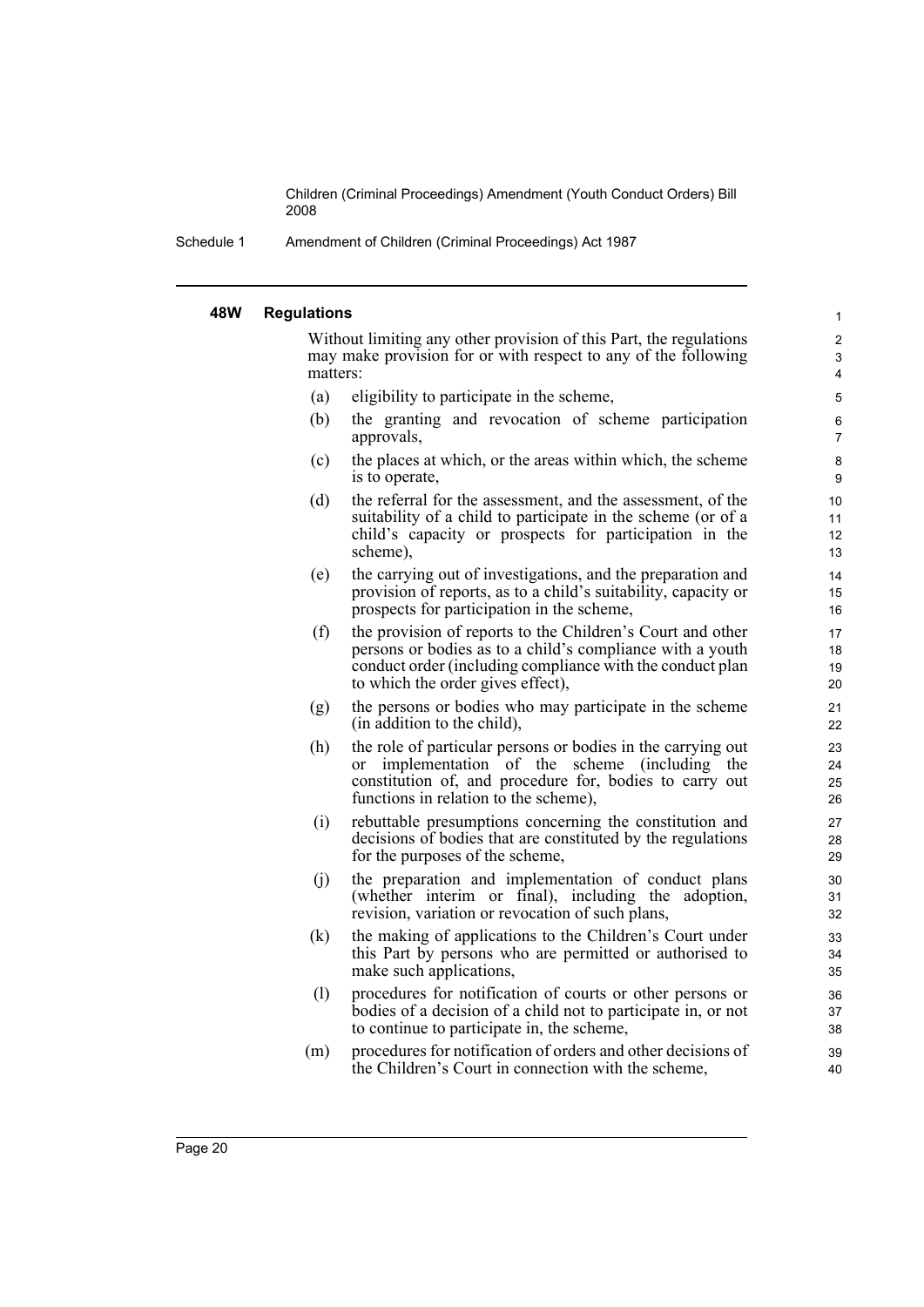#### 48W Regulations

Without limiting any other provision of this Part, the regulations may make provision for or with respect to any of the following matters:

(a) eligibility to participate in the scheme,

(b) the granting and revocation of scheme participation approvals,

(c) the places at which, or the areas within which, the scheme is to operate,

(d) the referral for the assessment, and the assessment, of the suitability of a child to participate in the scheme (or of a child's capacity or prospects for participation in the scheme),

(e) the carrying out of investigations, and the preparation and provision of reports, as to a child's suitability, capacity or prospects for participation in the scheme,

(f) the provision of reports to the Children's Court and other persons or bodies as to a child's compliance with a youth conduct order (including compliance with the conduct plan to which the order gives effect),

(g) the persons or bodies who may participate in the scheme (in addition to the child),

(h) the role of particular persons or bodies in the carrying out or implementation of the scheme (including the constitution of, and procedure for, bodies to carry out functions in relation to the scheme),

(i) rebuttable presumptions concerning the constitution and decisions of bodies that are constituted by the regulations for the purposes of the scheme,

(j) the preparation and implementation of conduct plans (whether interim or final), including the adoption, revision, variation or revocation of such plans,

(k) the making of applications to the Children's Court under this Part by persons who are permitted or authorised to make such applications,

(l) procedures for notification of courts or other persons or bodies of a decision of a child not to participate in, or not to continue to participate in, the scheme,

(m) procedures for notification of orders and other decisions of the Children's Court in connection with the scheme,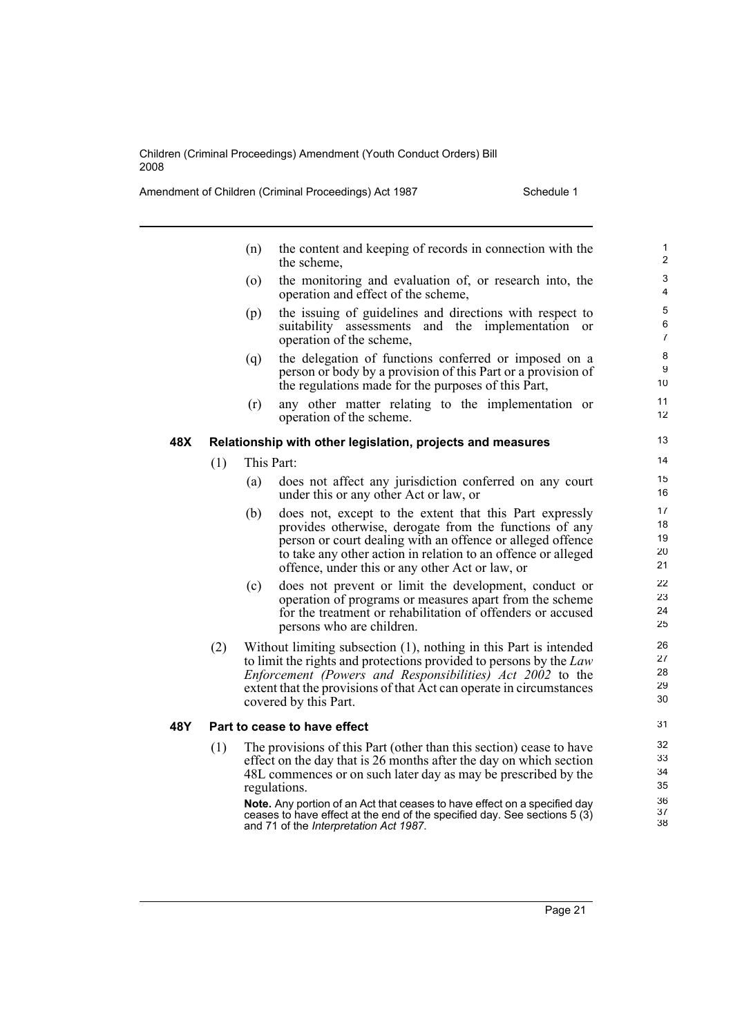(n) the content and keeping of records in connection with the scheme,

(o) the monitoring and evaluation of, or research into, the operation and effect of the scheme,

(p) the issuing of guidelines and directions with respect to suitability assessments and the implementation or operation of the scheme,

(q) the delegation of functions conferred or imposed on a person or body by a provision of this Part or a provision of the regulations made for the purposes of this Part,

(r) any other matter relating to the implementation or operation of the scheme.

### 48X Relationship with other legislation, projects and measures

(1) This Part:

(a) does not affect any jurisdiction conferred on any court under this or any other Act or law, or

(b) does not, except to the extent that this Part expressly provides otherwise, derogate from the functions of any person or court dealing with an offence or alleged offence to take any other action in relation to an offence or alleged offence, under this or any other Act or law, or

(c) does not prevent or limit the development, conduct or operation of programs or measures apart from the scheme for the treatment or rehabilitation of offenders or accused persons who are children.

(2) Without limiting subsection (1), nothing in this Part is intended to limit the rights and protections provided to persons by the *Law Enforcement (Powers and Responsibilities) Act 2002* to the extent that the provisions of that Act can operate in circumstances covered by this Part.

### 48Y Part to cease to have effect

(1) The provisions of this Part (other than this section) cease to have effect on the day that is 26 months after the day on which section 48L commences or on such later day as may be prescribed by the regulations.

**Note.** Any portion of an Act that ceases to have effect on a specified day ceases to have effect at the end of the specified day. See sections 5 (3) and 71 of the *Interpretation Act 1987*.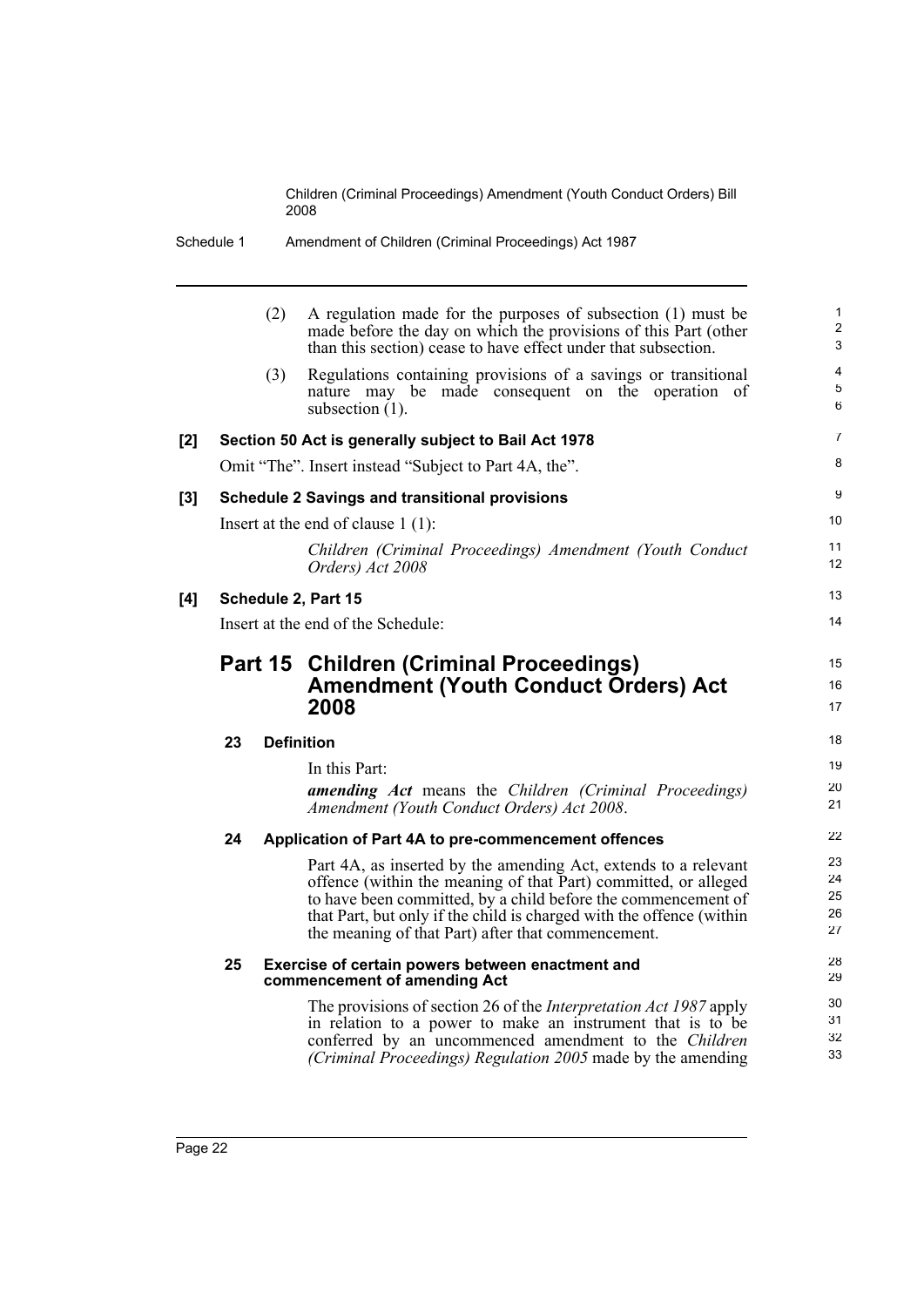(2) A regulation made for the purposes of subsection (1) must be made before the day on which the provisions of this Part (other than this section) cease to have effect under that subsection.

(3) Regulations containing provisions of a savings or transitional nature may be made consequent on the operation of subsection (1).

**[2] Section 50 Act is generally subject to Bail Act 1978**

Omit "The". Insert instead "Subject to Part 4A, the".

**[3] Schedule 2 Savings and transitional provisions**

Insert at the end of clause 1 (1):

*Children (Criminal Proceedings) Amendment (Youth Conduct Orders) Act 2008*

**[4] Schedule 2, Part 15**

Insert at the end of the Schedule:

## Part 15 Children (Criminal Proceedings) Amendment (Youth Conduct Orders) Act 2008

**23 Definition**

In this Part:

***amending Act*** means the *Children (Criminal Proceedings) Amendment (Youth Conduct Orders) Act 2008*.

**24 Application of Part 4A to pre-commencement offences**

Part 4A, as inserted by the amending Act, extends to a relevant offence (within the meaning of that Part) committed, or alleged to have been committed, by a child before the commencement of that Part, but only if the child is charged with the offence (within the meaning of that Part) after that commencement.

**25 Exercise of certain powers between enactment and commencement of amending Act**

The provisions of section 26 of the *Interpretation Act 1987* apply in relation to a power to make an instrument that is to be conferred by an uncommenced amendment to the *Children (Criminal Proceedings) Regulation 2005* made by the amending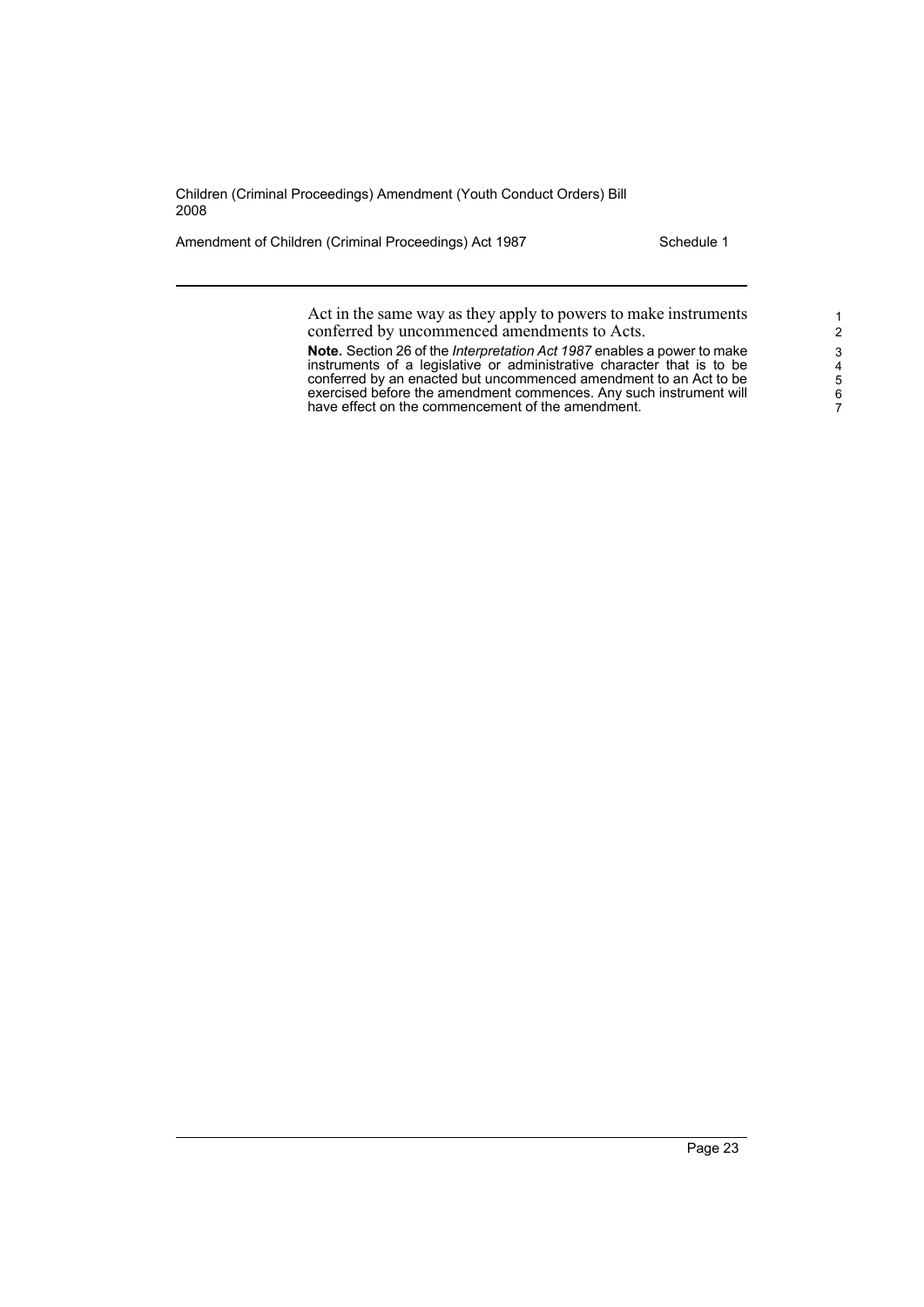Act in the same way as they apply to powers to make instruments conferred by uncommenced amendments to Acts.

**Note.** Section 26 of the *Interpretation Act 1987* enables a power to make instruments of a legislative or administrative character that is to be conferred by an enacted but uncommenced amendment to an Act to be exercised before the amendment commences. Any such instrument will have effect on the commencement of the amendment.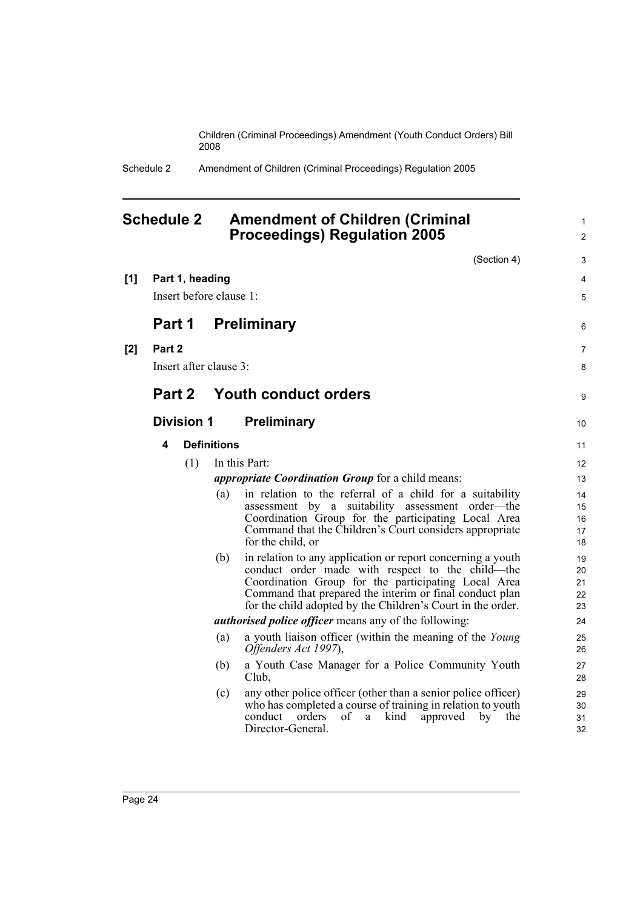## Schedule 2 Amendment of Children (Criminal Proceedings) Regulation 2005

(Section 4)

**[1] Part 1, heading**

Insert before clause 1:

## Part 1 Preliminary

**[2] Part 2**

Insert after clause 3:

## Part 2 Youth conduct orders

### Division 1 Preliminary

#### 4 Definitions

(1) In this Part:

***appropriate Coordination Group*** for a child means:

(a) in relation to the referral of a child for a suitability assessment by a suitability assessment order—the Coordination Group for the participating Local Area Command that the Children's Court considers appropriate for the child, or

(b) in relation to any application or report concerning a youth conduct order made with respect to the child—the Coordination Group for the participating Local Area Command that prepared the interim or final conduct plan for the child adopted by the Children's Court in the order.

***authorised police officer*** means any of the following:

(a) a youth liaison officer (within the meaning of the *Young Offenders Act 1997*),

(b) a Youth Case Manager for a Police Community Youth Club,

(c) any other police officer (other than a senior police officer) who has completed a course of training in relation to youth conduct orders of a kind approved by the Director-General.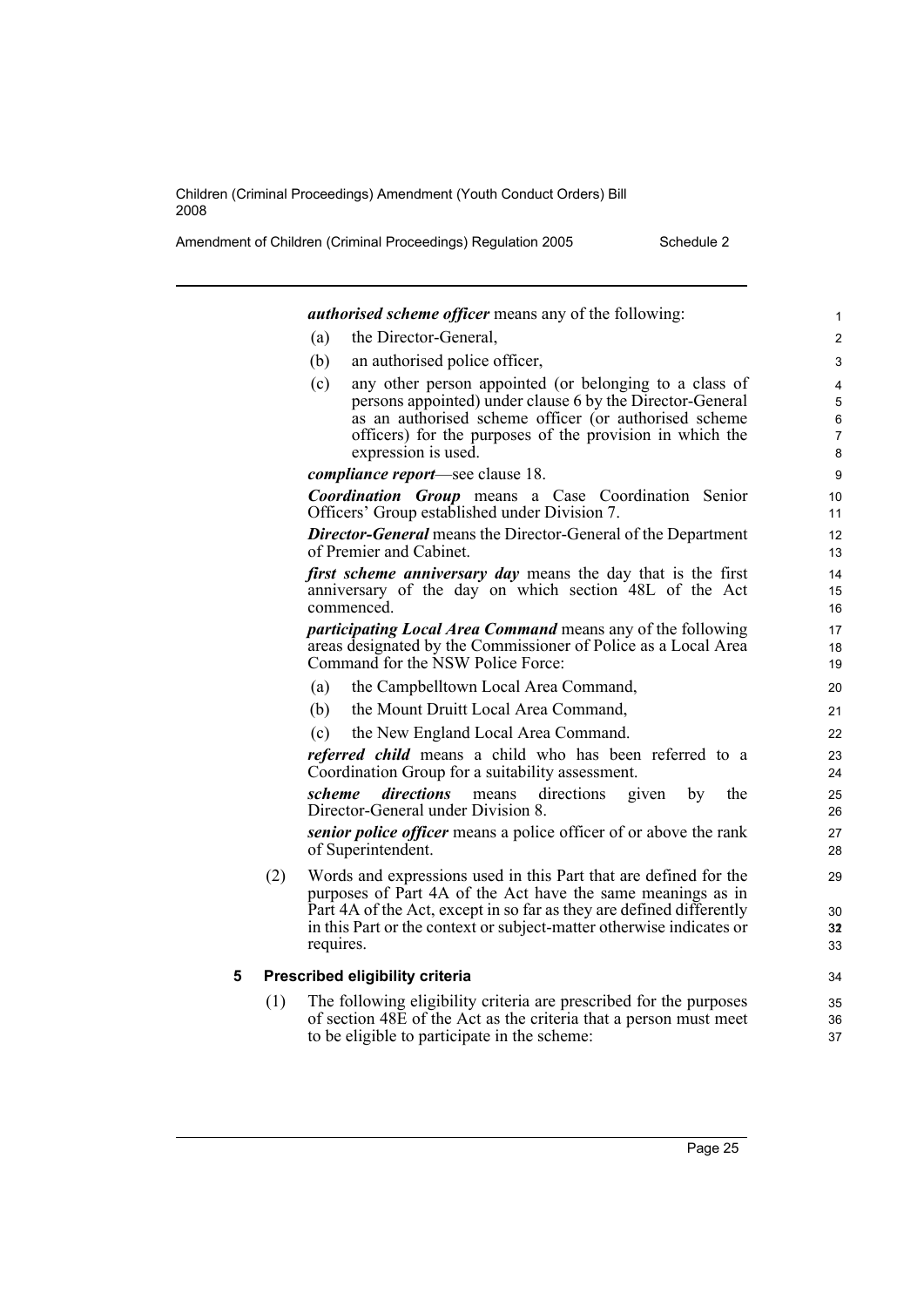***authorised scheme officer*** means any of the following:

(a) the Director-General,

(b) an authorised police officer,

(c) any other person appointed (or belonging to a class of persons appointed) under clause 6 by the Director-General as an authorised scheme officer (or authorised scheme officers) for the purposes of the provision in which the expression is used.

***compliance report***—see clause 18.

***Coordination Group*** means a Case Coordination Senior Officers' Group established under Division 7.

***Director-General*** means the Director-General of the Department of Premier and Cabinet.

***first scheme anniversary day*** means the day that is the first anniversary of the day on which section 48L of the Act commenced.

***participating Local Area Command*** means any of the following areas designated by the Commissioner of Police as a Local Area Command for the NSW Police Force:

(a) the Campbelltown Local Area Command,

(b) the Mount Druitt Local Area Command,

(c) the New England Local Area Command.

***referred child*** means a child who has been referred to a Coordination Group for a suitability assessment.

***scheme directions*** means directions given by the Director-General under Division 8.

***senior police officer*** means a police officer of or above the rank of Superintendent.

(2) Words and expressions used in this Part that are defined for the purposes of Part 4A of the Act have the same meanings as in Part 4A of the Act, except in so far as they are defined differently in this Part or the context or subject-matter otherwise indicates or requires.

### 5 Prescribed eligibility criteria

(1) The following eligibility criteria are prescribed for the purposes of section 48E of the Act as the criteria that a person must meet to be eligible to participate in the scheme: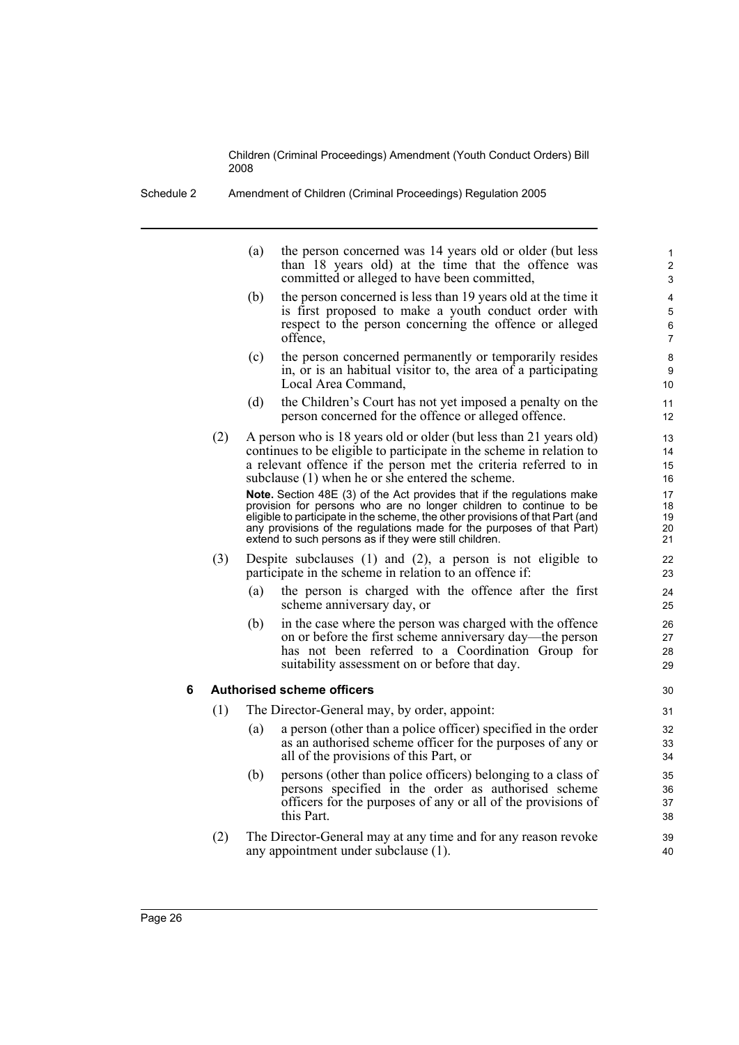(a) the person concerned was 14 years old or older (but less than 18 years old) at the time that the offence was committed or alleged to have been committed,

(b) the person concerned is less than 19 years old at the time it is first proposed to make a youth conduct order with respect to the person concerning the offence or alleged offence,

(c) the person concerned permanently or temporarily resides in, or is an habitual visitor to, the area of a participating Local Area Command,

(d) the Children's Court has not yet imposed a penalty on the person concerned for the offence or alleged offence.

(2) A person who is 18 years old or older (but less than 21 years old) continues to be eligible to participate in the scheme in relation to a relevant offence if the person met the criteria referred to in subclause (1) when he or she entered the scheme.

**Note.** Section 48E (3) of the Act provides that if the regulations make provision for persons who are no longer children to continue to be eligible to participate in the scheme, the other provisions of that Part (and any provisions of the regulations made for the purposes of that Part) extend to such persons as if they were still children.

(3) Despite subclauses (1) and (2), a person is not eligible to participate in the scheme in relation to an offence if:

(a) the person is charged with the offence after the first scheme anniversary day, or

(b) in the case where the person was charged with the offence on or before the first scheme anniversary day—the person has not been referred to a Coordination Group for suitability assessment on or before that day.

**6 Authorised scheme officers**

(1) The Director-General may, by order, appoint:

(a) a person (other than a police officer) specified in the order as an authorised scheme officer for the purposes of any or all of the provisions of this Part, or

(b) persons (other than police officers) belonging to a class of persons specified in the order as authorised scheme officers for the purposes of any or all of the provisions of this Part.

(2) The Director-General may at any time and for any reason revoke any appointment under subclause (1).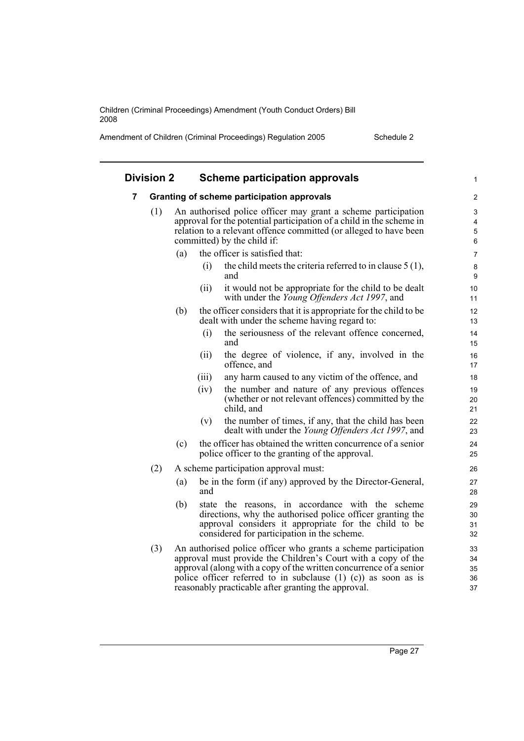## Division 2 Scheme participation approvals

### 7 Granting of scheme participation approvals

(1) An authorised police officer may grant a scheme participation approval for the potential participation of a child in the scheme in relation to a relevant offence committed (or alleged to have been committed) by the child if:

(a) the officer is satisfied that:

(i) the child meets the criteria referred to in clause 5 (1), and

(ii) it would not be appropriate for the child to be dealt with under the *Young Offenders Act 1997*, and

(b) the officer considers that it is appropriate for the child to be dealt with under the scheme having regard to:

(i) the seriousness of the relevant offence concerned, and

(ii) the degree of violence, if any, involved in the offence, and

(iii) any harm caused to any victim of the offence, and

(iv) the number and nature of any previous offences (whether or not relevant offences) committed by the child, and

(v) the number of times, if any, that the child has been dealt with under the *Young Offenders Act 1997*, and

(c) the officer has obtained the written concurrence of a senior police officer to the granting of the approval.

(2) A scheme participation approval must:

(a) be in the form (if any) approved by the Director-General, and

(b) state the reasons, in accordance with the scheme directions, why the authorised police officer granting the approval considers it appropriate for the child to be considered for participation in the scheme.

(3) An authorised police officer who grants a scheme participation approval must provide the Children's Court with a copy of the approval (along with a copy of the written concurrence of a senior police officer referred to in subclause (1) (c)) as soon as is reasonably practicable after granting the approval.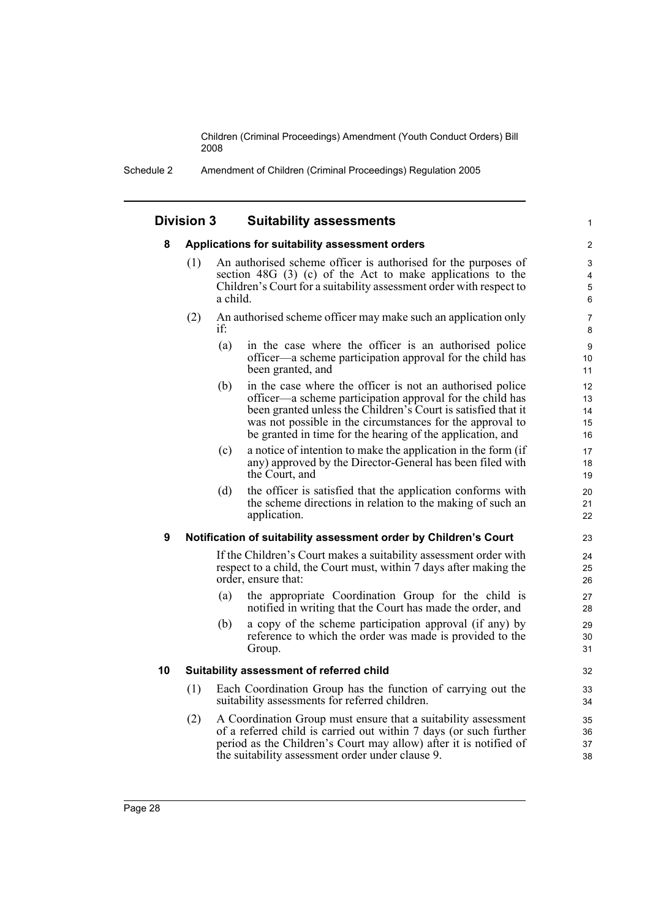## Division 3 Suitability assessments

### 8 Applications for suitability assessment orders

(1) An authorised scheme officer is authorised for the purposes of section 48G (3) (c) of the Act to make applications to the Children's Court for a suitability assessment order with respect to a child.

(2) An authorised scheme officer may make such an application only if:

(a) in the case where the officer is an authorised police officer—a scheme participation approval for the child has been granted, and

(b) in the case where the officer is not an authorised police officer—a scheme participation approval for the child has been granted unless the Children's Court is satisfied that it was not possible in the circumstances for the approval to be granted in time for the hearing of the application, and

(c) a notice of intention to make the application in the form (if any) approved by the Director-General has been filed with the Court, and

(d) the officer is satisfied that the application conforms with the scheme directions in relation to the making of such an application.

### 9 Notification of suitability assessment order by Children's Court

If the Children's Court makes a suitability assessment order with respect to a child, the Court must, within 7 days after making the order, ensure that:

(a) the appropriate Coordination Group for the child is notified in writing that the Court has made the order, and

(b) a copy of the scheme participation approval (if any) by reference to which the order was made is provided to the Group.

### 10 Suitability assessment of referred child

(1) Each Coordination Group has the function of carrying out the suitability assessments for referred children.

(2) A Coordination Group must ensure that a suitability assessment of a referred child is carried out within 7 days (or such further period as the Children's Court may allow) after it is notified of the suitability assessment order under clause 9.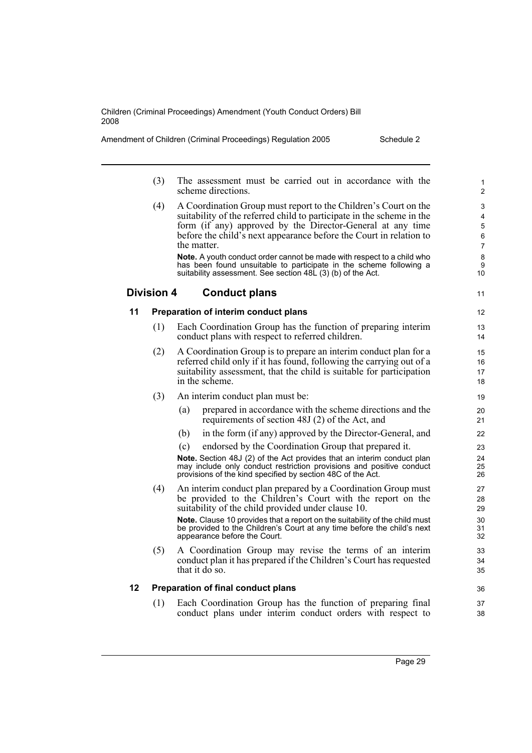(3) The assessment must be carried out in accordance with the scheme directions.

(4) A Coordination Group must report to the Children's Court on the suitability of the referred child to participate in the scheme in the form (if any) approved by the Director-General at any time before the child's next appearance before the Court in relation to the matter.

**Note.** A youth conduct order cannot be made with respect to a child who has been found unsuitable to participate in the scheme following a suitability assessment. See section 48L (3) (b) of the Act.

## Division 4 Conduct plans

### 11 Preparation of interim conduct plans

(1) Each Coordination Group has the function of preparing interim conduct plans with respect to referred children.

(2) A Coordination Group is to prepare an interim conduct plan for a referred child only if it has found, following the carrying out of a suitability assessment, that the child is suitable for participation in the scheme.

(3) An interim conduct plan must be:

(a) prepared in accordance with the scheme directions and the requirements of section 48J (2) of the Act, and

(b) in the form (if any) approved by the Director-General, and

(c) endorsed by the Coordination Group that prepared it.

**Note.** Section 48J (2) of the Act provides that an interim conduct plan may include only conduct restriction provisions and positive conduct provisions of the kind specified by section 48C of the Act.

(4) An interim conduct plan prepared by a Coordination Group must be provided to the Children's Court with the report on the suitability of the child provided under clause 10.

**Note.** Clause 10 provides that a report on the suitability of the child must be provided to the Children's Court at any time before the child's next appearance before the Court.

(5) A Coordination Group may revise the terms of an interim conduct plan it has prepared if the Children's Court has requested that it do so.

### 12 Preparation of final conduct plans

(1) Each Coordination Group has the function of preparing final conduct plans under interim conduct orders with respect to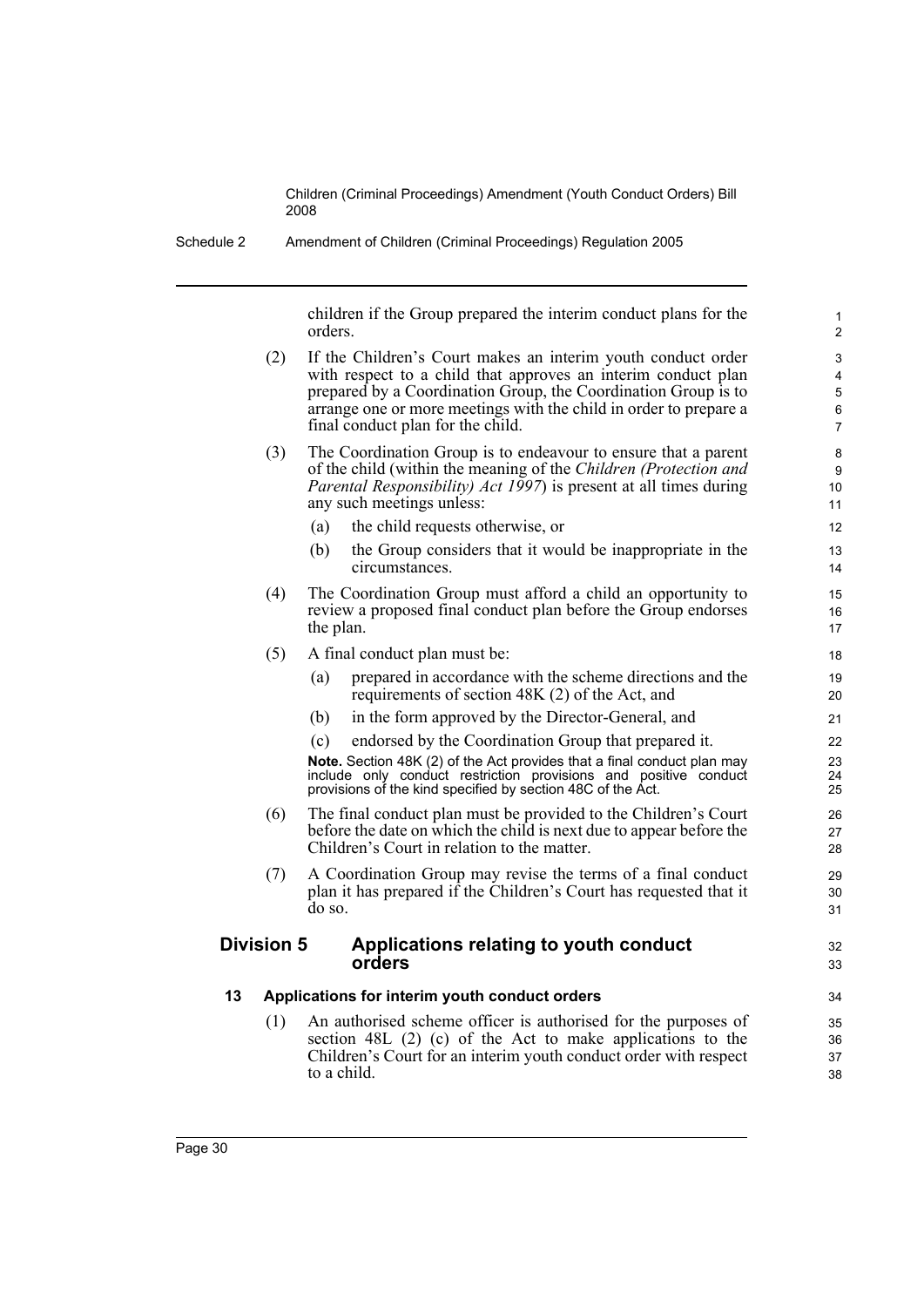children if the Group prepared the interim conduct plans for the orders.

(2) If the Children's Court makes an interim youth conduct order with respect to a child that approves an interim conduct plan prepared by a Coordination Group, the Coordination Group is to arrange one or more meetings with the child in order to prepare a final conduct plan for the child.

(3) The Coordination Group is to endeavour to ensure that a parent of the child (within the meaning of the *Children (Protection and Parental Responsibility) Act 1997*) is present at all times during any such meetings unless:

- (a) the child requests otherwise, or
- (b) the Group considers that it would be inappropriate in the circumstances.

(4) The Coordination Group must afford a child an opportunity to review a proposed final conduct plan before the Group endorses the plan.

(5) A final conduct plan must be:

- (a) prepared in accordance with the scheme directions and the requirements of section 48K (2) of the Act, and
- (b) in the form approved by the Director-General, and
- (c) endorsed by the Coordination Group that prepared it.

**Note.** Section 48K (2) of the Act provides that a final conduct plan may include only conduct restriction provisions and positive conduct provisions of the kind specified by section 48C of the Act.

(6) The final conduct plan must be provided to the Children's Court before the date on which the child is next due to appear before the Children's Court in relation to the matter.

(7) A Coordination Group may revise the terms of a final conduct plan it has prepared if the Children's Court has requested that it do so.

## Division 5 Applications relating to youth conduct orders

### 13 Applications for interim youth conduct orders

(1) An authorised scheme officer is authorised for the purposes of section 48L (2) (c) of the Act to make applications to the Children's Court for an interim youth conduct order with respect to a child.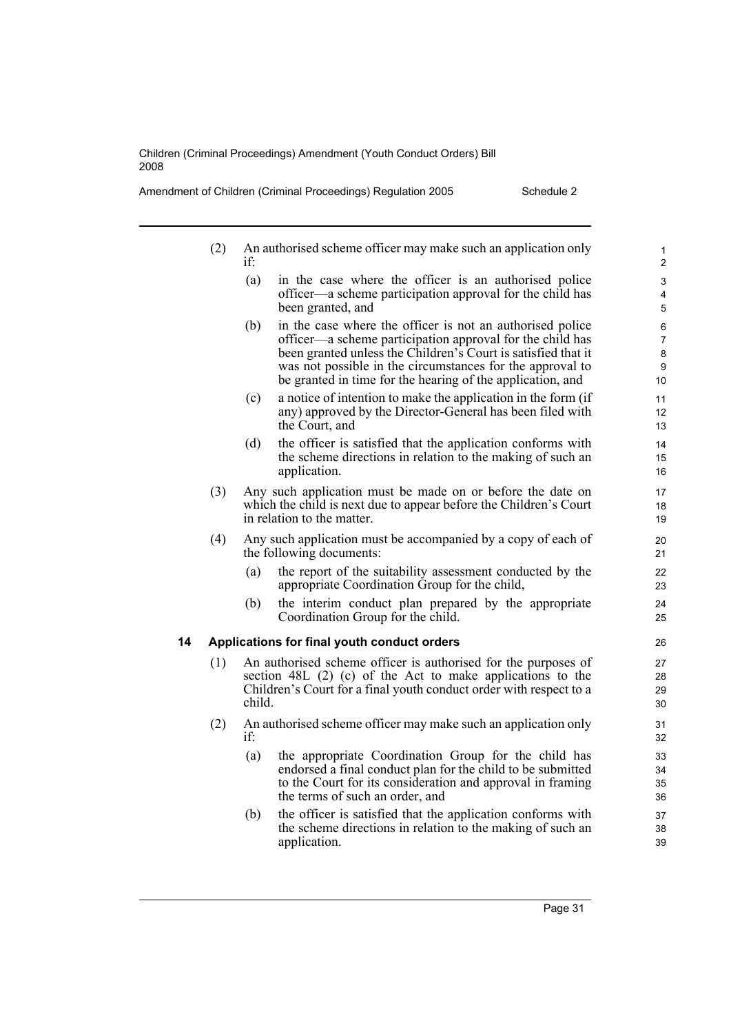(2) An authorised scheme officer may make such an application only if:

(a) in the case where the officer is an authorised police officer—a scheme participation approval for the child has been granted, and

(b) in the case where the officer is not an authorised police officer—a scheme participation approval for the child has been granted unless the Children's Court is satisfied that it was not possible in the circumstances for the approval to be granted in time for the hearing of the application, and

(c) a notice of intention to make the application in the form (if any) approved by the Director-General has been filed with the Court, and

(d) the officer is satisfied that the application conforms with the scheme directions in relation to the making of such an application.

(3) Any such application must be made on or before the date on which the child is next due to appear before the Children's Court in relation to the matter.

(4) Any such application must be accompanied by a copy of each of the following documents:

(a) the report of the suitability assessment conducted by the appropriate Coordination Group for the child,

(b) the interim conduct plan prepared by the appropriate Coordination Group for the child.

**14 Applications for final youth conduct orders**

(1) An authorised scheme officer is authorised for the purposes of section 48L (2) (c) of the Act to make applications to the Children's Court for a final youth conduct order with respect to a child.

(2) An authorised scheme officer may make such an application only if:

(a) the appropriate Coordination Group for the child has endorsed a final conduct plan for the child to be submitted to the Court for its consideration and approval in framing the terms of such an order, and

(b) the officer is satisfied that the application conforms with the scheme directions in relation to the making of such an application.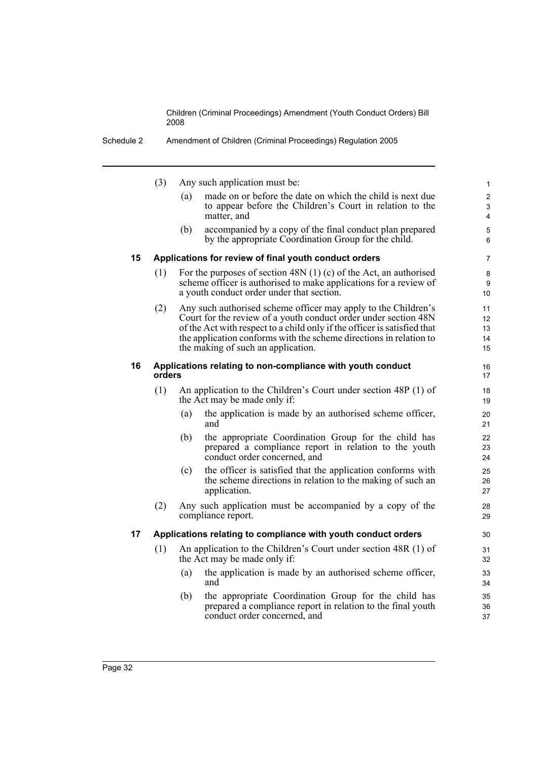(3) Any such application must be:

   (a) made on or before the date on which the child is next due to appear before the Children's Court in relation to the matter, and

   (b) accompanied by a copy of the final conduct plan prepared by the appropriate Coordination Group for the child.

### 15 Applications for review of final youth conduct orders

(1) For the purposes of section 48N (1) (c) of the Act, an authorised scheme officer is authorised to make applications for a review of a youth conduct order under that section.

(2) Any such authorised scheme officer may apply to the Children's Court for the review of a youth conduct order under section 48N of the Act with respect to a child only if the officer is satisfied that the application conforms with the scheme directions in relation to the making of such an application.

### 16 Applications relating to non-compliance with youth conduct orders

(1) An application to the Children's Court under section 48P (1) of the Act may be made only if:

   (a) the application is made by an authorised scheme officer, and

   (b) the appropriate Coordination Group for the child has prepared a compliance report in relation to the youth conduct order concerned, and

   (c) the officer is satisfied that the application conforms with the scheme directions in relation to the making of such an application.

(2) Any such application must be accompanied by a copy of the compliance report.

### 17 Applications relating to compliance with youth conduct orders

(1) An application to the Children's Court under section 48R (1) of the Act may be made only if:

   (a) the application is made by an authorised scheme officer, and

   (b) the appropriate Coordination Group for the child has prepared a compliance report in relation to the final youth conduct order concerned, and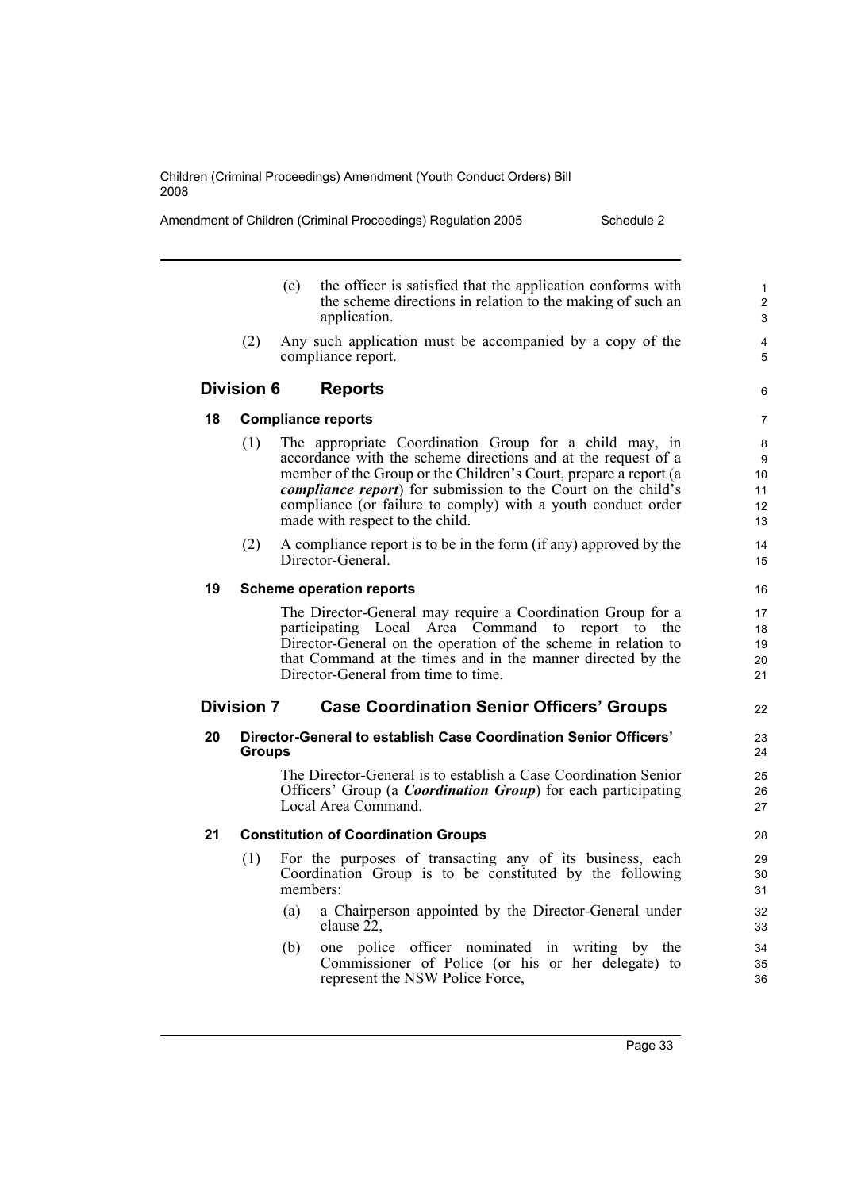(c) the officer is satisfied that the application conforms with the scheme directions in relation to the making of such an application.

(2) Any such application must be accompanied by a copy of the compliance report.

## Division 6 Reports

### 18 Compliance reports

(1) The appropriate Coordination Group for a child may, in accordance with the scheme directions and at the request of a member of the Group or the Children's Court, prepare a report (a ***compliance report***) for submission to the Court on the child's compliance (or failure to comply) with a youth conduct order made with respect to the child.

(2) A compliance report is to be in the form (if any) approved by the Director-General.

### 19 Scheme operation reports

The Director-General may require a Coordination Group for a participating Local Area Command to report to the Director-General on the operation of the scheme in relation to that Command at the times and in the manner directed by the Director-General from time to time.

## Division 7 Case Coordination Senior Officers' Groups

### 20 Director-General to establish Case Coordination Senior Officers' Groups

The Director-General is to establish a Case Coordination Senior Officers' Group (a ***Coordination Group***) for each participating Local Area Command.

### 21 Constitution of Coordination Groups

(1) For the purposes of transacting any of its business, each Coordination Group is to be constituted by the following members:

(a) a Chairperson appointed by the Director-General under clause 22,

(b) one police officer nominated in writing by the Commissioner of Police (or his or her delegate) to represent the NSW Police Force,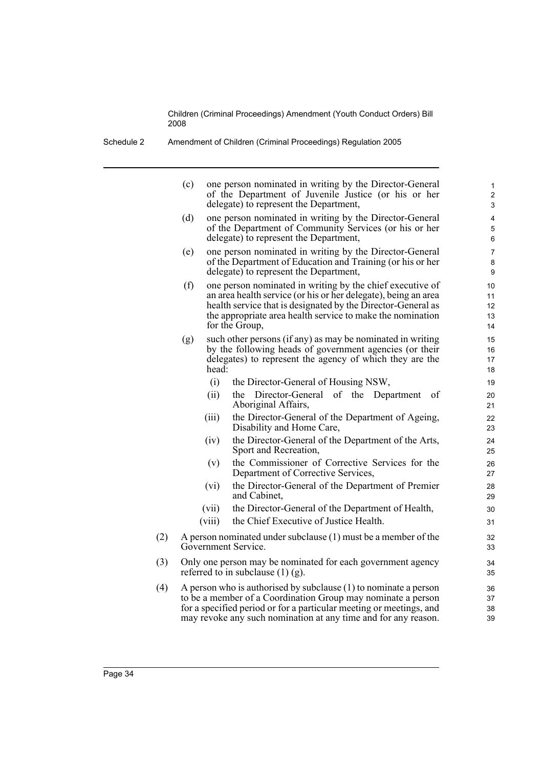(c) one person nominated in writing by the Director-General of the Department of Juvenile Justice (or his or her delegate) to represent the Department,

(d) one person nominated in writing by the Director-General of the Department of Community Services (or his or her delegate) to represent the Department,

(e) one person nominated in writing by the Director-General of the Department of Education and Training (or his or her delegate) to represent the Department,

(f) one person nominated in writing by the chief executive of an area health service (or his or her delegate), being an area health service that is designated by the Director-General as the appropriate area health service to make the nomination for the Group,

(g) such other persons (if any) as may be nominated in writing by the following heads of government agencies (or their delegates) to represent the agency of which they are the head:

  (i) the Director-General of Housing NSW,

  (ii) the Director-General of the Department of Aboriginal Affairs,

  (iii) the Director-General of the Department of Ageing, Disability and Home Care,

  (iv) the Director-General of the Department of the Arts, Sport and Recreation,

  (v) the Commissioner of Corrective Services for the Department of Corrective Services,

  (vi) the Director-General of the Department of Premier and Cabinet,

  (vii) the Director-General of the Department of Health,

  (viii) the Chief Executive of Justice Health.

(2) A person nominated under subclause (1) must be a member of the Government Service.

(3) Only one person may be nominated for each government agency referred to in subclause (1) (g).

(4) A person who is authorised by subclause (1) to nominate a person to be a member of a Coordination Group may nominate a person for a specified period or for a particular meeting or meetings, and may revoke any such nomination at any time and for any reason.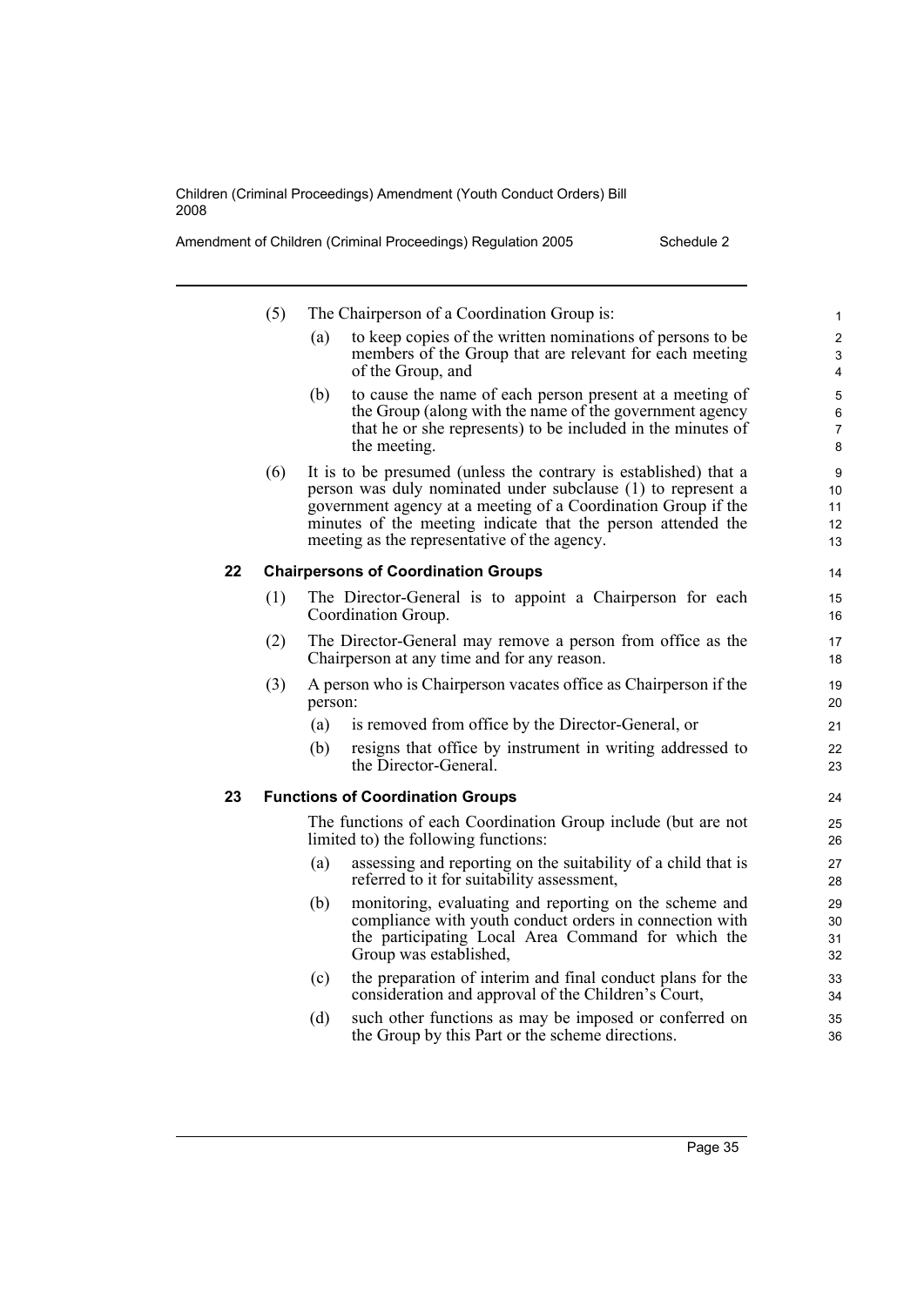(5) The Chairperson of a Coordination Group is:

(a) to keep copies of the written nominations of persons to be members of the Group that are relevant for each meeting of the Group, and

(b) to cause the name of each person present at a meeting of the Group (along with the name of the government agency that he or she represents) to be included in the minutes of the meeting.

(6) It is to be presumed (unless the contrary is established) that a person was duly nominated under subclause (1) to represent a government agency at a meeting of a Coordination Group if the minutes of the meeting indicate that the person attended the meeting as the representative of the agency.

### 22 Chairpersons of Coordination Groups

(1) The Director-General is to appoint a Chairperson for each Coordination Group.

(2) The Director-General may remove a person from office as the Chairperson at any time and for any reason.

(3) A person who is Chairperson vacates office as Chairperson if the person:

(a) is removed from office by the Director-General, or

(b) resigns that office by instrument in writing addressed to the Director-General.

### 23 Functions of Coordination Groups

The functions of each Coordination Group include (but are not limited to) the following functions:

(a) assessing and reporting on the suitability of a child that is referred to it for suitability assessment,

(b) monitoring, evaluating and reporting on the scheme and compliance with youth conduct orders in connection with the participating Local Area Command for which the Group was established,

(c) the preparation of interim and final conduct plans for the consideration and approval of the Children's Court,

(d) such other functions as may be imposed or conferred on the Group by this Part or the scheme directions.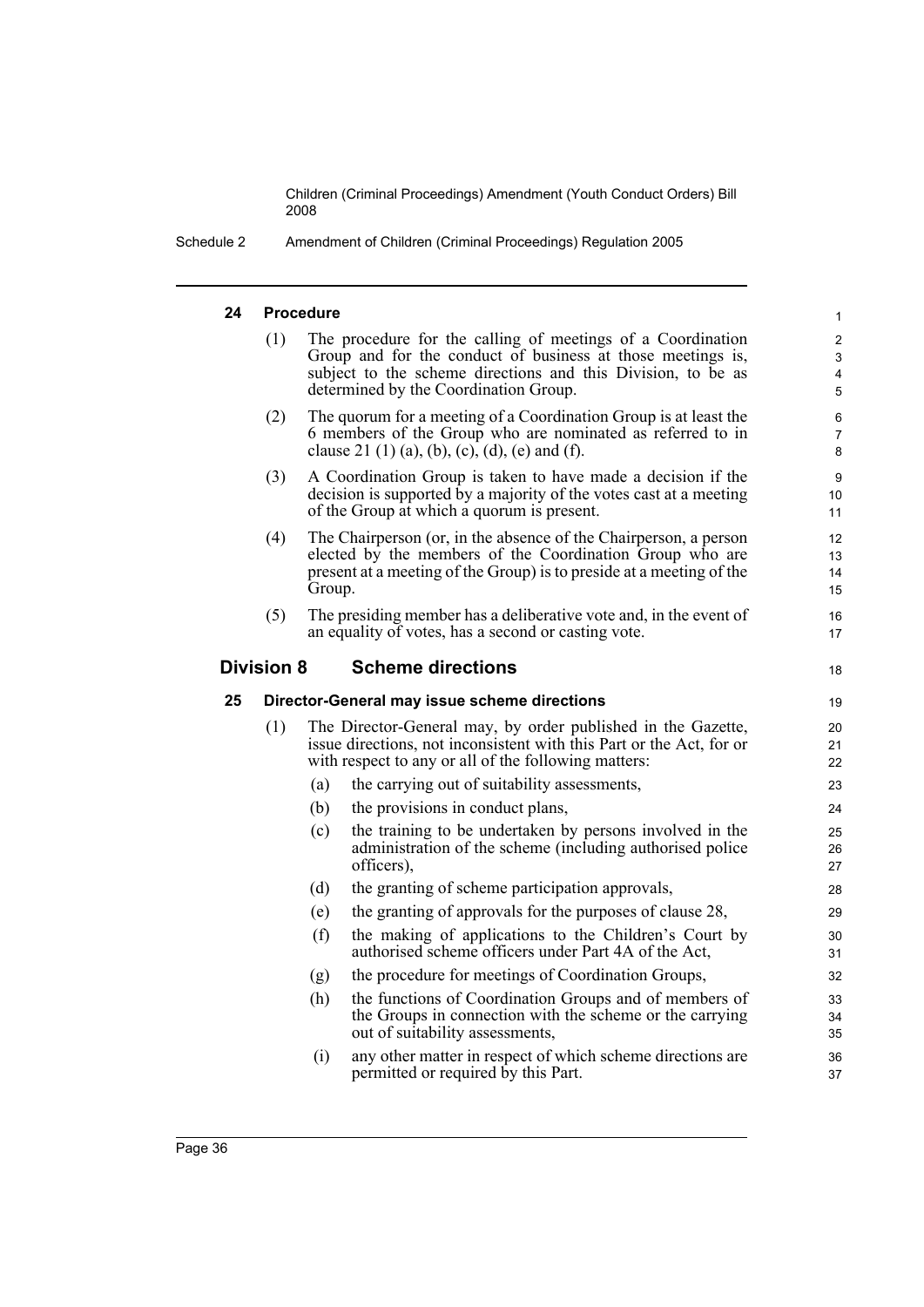#### 24 Procedure

(1) The procedure for the calling of meetings of a Coordination Group and for the conduct of business at those meetings is, subject to the scheme directions and this Division, to be as determined by the Coordination Group.

(2) The quorum for a meeting of a Coordination Group is at least the 6 members of the Group who are nominated as referred to in clause 21 (1) (a), (b), (c), (d), (e) and (f).

(3) A Coordination Group is taken to have made a decision if the decision is supported by a majority of the votes cast at a meeting of the Group at which a quorum is present.

(4) The Chairperson (or, in the absence of the Chairperson, a person elected by the members of the Coordination Group who are present at a meeting of the Group) is to preside at a meeting of the Group.

(5) The presiding member has a deliberative vote and, in the event of an equality of votes, has a second or casting vote.

### Division 8 Scheme directions

#### 25 Director-General may issue scheme directions

(1) The Director-General may, by order published in the Gazette, issue directions, not inconsistent with this Part or the Act, for or with respect to any or all of the following matters:

(a) the carrying out of suitability assessments,

(b) the provisions in conduct plans,

(c) the training to be undertaken by persons involved in the administration of the scheme (including authorised police officers),

(d) the granting of scheme participation approvals,

(e) the granting of approvals for the purposes of clause 28,

(f) the making of applications to the Children's Court by authorised scheme officers under Part 4A of the Act,

(g) the procedure for meetings of Coordination Groups,

(h) the functions of Coordination Groups and of members of the Groups in connection with the scheme or the carrying out of suitability assessments,

(i) any other matter in respect of which scheme directions are permitted or required by this Part.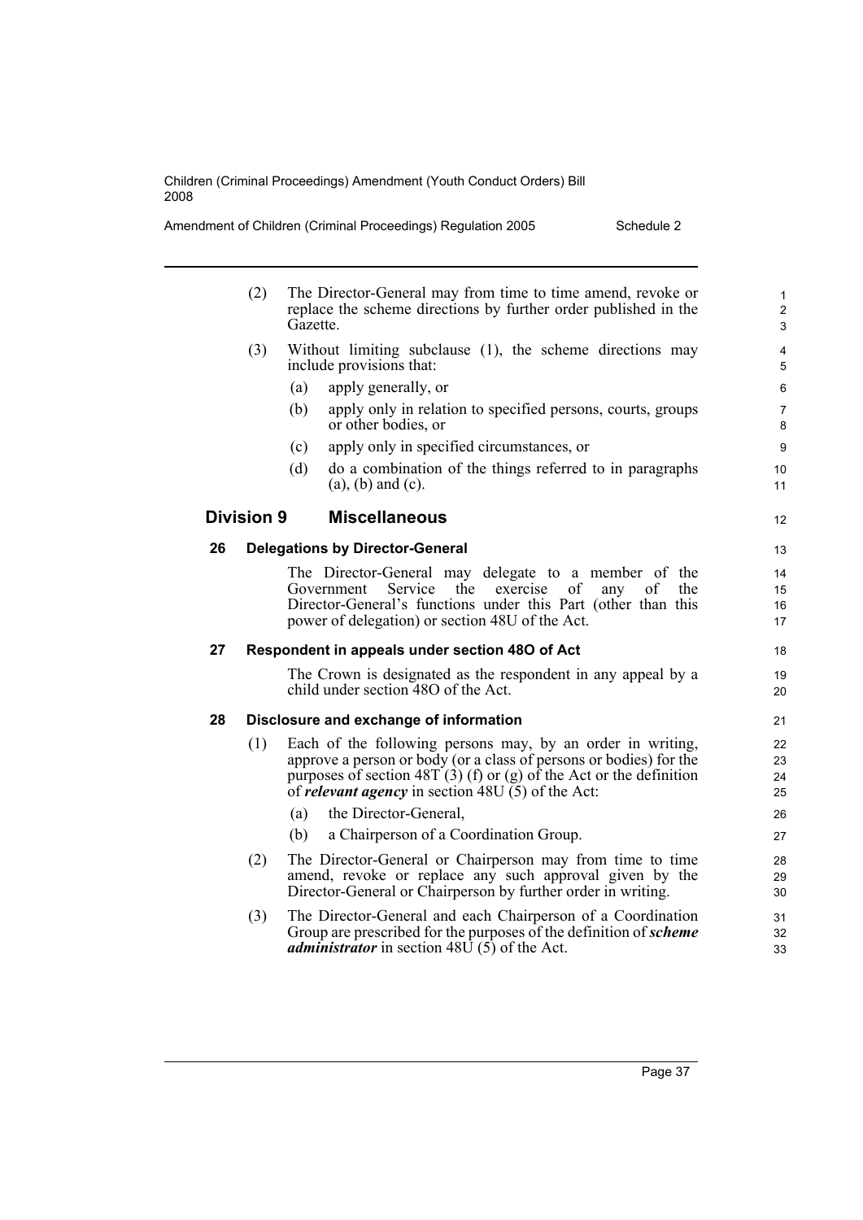(2) The Director-General may from time to time amend, revoke or replace the scheme directions by further order published in the Gazette.

(3) Without limiting subclause (1), the scheme directions may include provisions that:

(a) apply generally, or

(b) apply only in relation to specified persons, courts, groups or other bodies, or

(c) apply only in specified circumstances, or

(d) do a combination of the things referred to in paragraphs (a), (b) and (c).

## Division 9 Miscellaneous

### 26 Delegations by Director-General

The Director-General may delegate to a member of the Government Service the exercise of any of the Director-General's functions under this Part (other than this power of delegation) or section 48U of the Act.

### 27 Respondent in appeals under section 48O of Act

The Crown is designated as the respondent in any appeal by a child under section 48O of the Act.

### 28 Disclosure and exchange of information

(1) Each of the following persons may, by an order in writing, approve a person or body (or a class of persons or bodies) for the purposes of section 48T (3) (f) or (g) of the Act or the definition of ***relevant agency*** in section 48U (5) of the Act:

(a) the Director-General,

(b) a Chairperson of a Coordination Group.

(2) The Director-General or Chairperson may from time to time amend, revoke or replace any such approval given by the Director-General or Chairperson by further order in writing.

(3) The Director-General and each Chairperson of a Coordination Group are prescribed for the purposes of the definition of ***scheme administrator*** in section 48U (5) of the Act.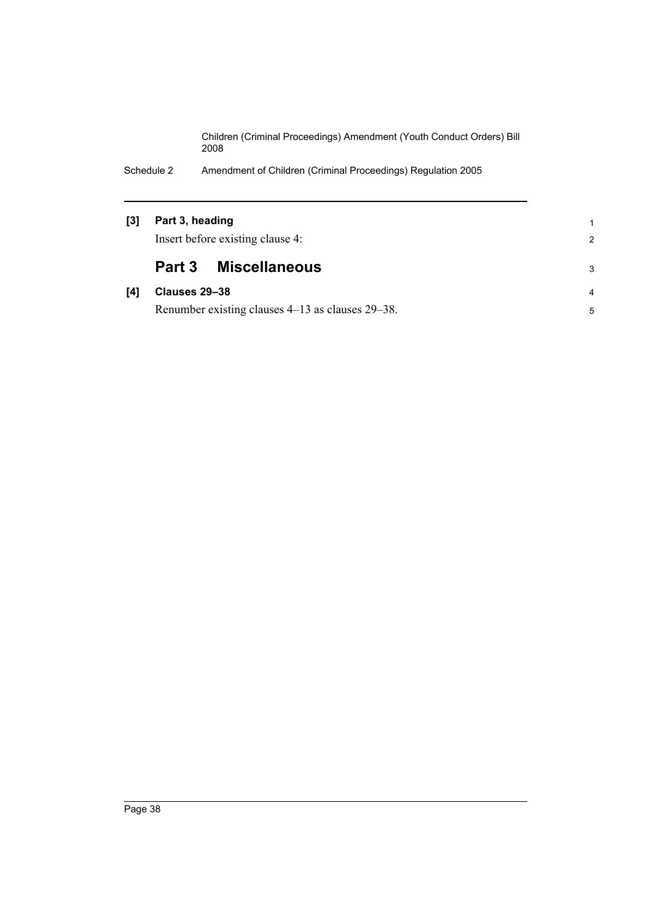**[3] Part 3, heading**

Insert before existing clause 4:

## Part 3 Miscellaneous

**[4] Clauses 29–38**

Renumber existing clauses 4–13 as clauses 29–38.